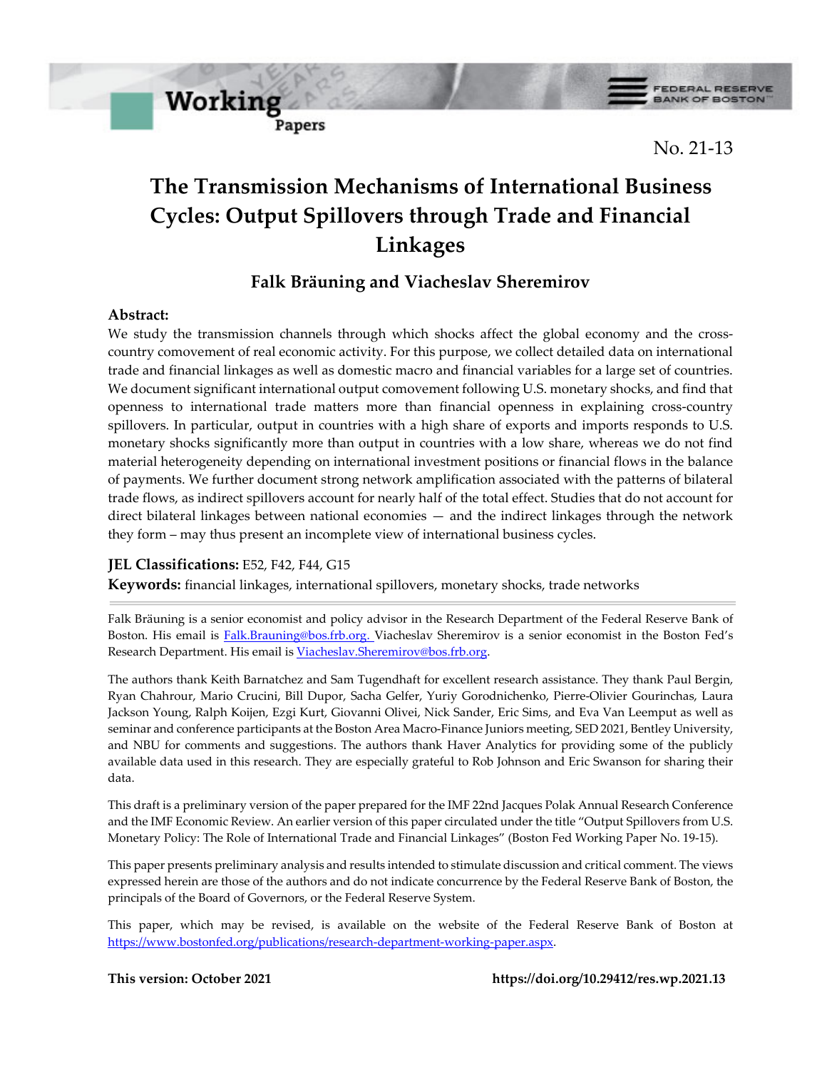Working Papers

FEDERAL RESERVE BANK OF BOSTON

No. 21-13

# The Transmission Mechanisms of International Business Cycles: Output Spillovers through Trade and Financial Linkages

## Falk Bräuning and Viacheslav Sheremirov

**Abstract:**

We study the transmission channels through which shocks affect the global economy and the cross-country comovement of real economic activity. For this purpose, we collect detailed data on international trade and financial linkages as well as domestic macro and financial variables for a large set of countries. We document significant international output comovement following U.S. monetary shocks, and find that openness to international trade matters more than financial openness in explaining cross-country spillovers. In particular, output in countries with a high share of exports and imports responds to U.S. monetary shocks significantly more than output in countries with a low share, whereas we do not find material heterogeneity depending on international investment positions or financial flows in the balance of payments. We further document strong network amplification associated with the patterns of bilateral trade flows, as indirect spillovers account for nearly half of the total effect. Studies that do not account for direct bilateral linkages between national economies — and the indirect linkages through the network they form – may thus present an incomplete view of international business cycles.

**JEL Classifications:** E52, F42, F44, G15

**Keywords:** financial linkages, international spillovers, monetary shocks, trade networks

---

Falk Bräuning is a senior economist and policy advisor in the Research Department of the Federal Reserve Bank of Boston. His email is Falk.Brauning@bos.frb.org. Viacheslav Sheremirov is a senior economist in the Boston Fed's Research Department. His email is Viacheslav.Sheremirov@bos.frb.org.

The authors thank Keith Barnatchez and Sam Tugendhaft for excellent research assistance. They thank Paul Bergin, Ryan Chahrour, Mario Crucini, Bill Dupor, Sacha Gelfer, Yuriy Gorodnichenko, Pierre-Olivier Gourinchas, Laura Jackson Young, Ralph Koijen, Ezgi Kurt, Giovanni Olivei, Nick Sander, Eric Sims, and Eva Van Leemput as well as seminar and conference participants at the Boston Area Macro-Finance Juniors meeting, SED 2021, Bentley University, and NBU for comments and suggestions. The authors thank Haver Analytics for providing some of the publicly available data used in this research. They are especially grateful to Rob Johnson and Eric Swanson for sharing their data.

This draft is a preliminary version of the paper prepared for the IMF 22nd Jacques Polak Annual Research Conference and the IMF Economic Review. An earlier version of this paper circulated under the title "Output Spillovers from U.S. Monetary Policy: The Role of International Trade and Financial Linkages" (Boston Fed Working Paper No. 19-15).

This paper presents preliminary analysis and results intended to stimulate discussion and critical comment. The views expressed herein are those of the authors and do not indicate concurrence by the Federal Reserve Bank of Boston, the principals of the Board of Governors, or the Federal Reserve System.

This paper, which may be revised, is available on the website of the Federal Reserve Bank of Boston at https://www.bostonfed.org/publications/research-department-working-paper.aspx.

**This version: October 2021** **https://doi.org/10.29412/res.wp.2021.13**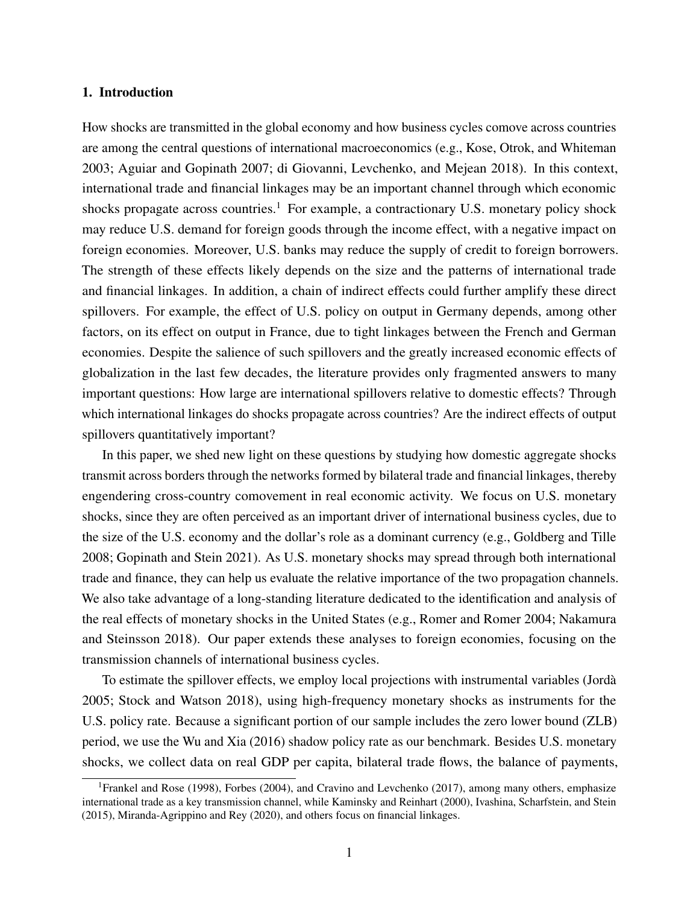## 1. Introduction

How shocks are transmitted in the global economy and how business cycles comove across countries are among the central questions of international macroeconomics (e.g., Kose, Otrok, and Whiteman 2003; Aguiar and Gopinath 2007; di Giovanni, Levchenko, and Mejean 2018). In this context, international trade and financial linkages may be an important channel through which economic shocks propagate across countries.[1] For example, a contractionary U.S. monetary policy shock may reduce U.S. demand for foreign goods through the income effect, with a negative impact on foreign economies. Moreover, U.S. banks may reduce the supply of credit to foreign borrowers. The strength of these effects likely depends on the size and the patterns of international trade and financial linkages. In addition, a chain of indirect effects could further amplify these direct spillovers. For example, the effect of U.S. policy on output in Germany depends, among other factors, on its effect on output in France, due to tight linkages between the French and German economies. Despite the salience of such spillovers and the greatly increased economic effects of globalization in the last few decades, the literature provides only fragmented answers to many important questions: How large are international spillovers relative to domestic effects? Through which international linkages do shocks propagate across countries? Are the indirect effects of output spillovers quantitatively important?

In this paper, we shed new light on these questions by studying how domestic aggregate shocks transmit across borders through the networks formed by bilateral trade and financial linkages, thereby engendering cross-country comovement in real economic activity. We focus on U.S. monetary shocks, since they are often perceived as an important driver of international business cycles, due to the size of the U.S. economy and the dollar's role as a dominant currency (e.g., Goldberg and Tille 2008; Gopinath and Stein 2021). As U.S. monetary shocks may spread through both international trade and finance, they can help us evaluate the relative importance of the two propagation channels. We also take advantage of a long-standing literature dedicated to the identification and analysis of the real effects of monetary shocks in the United States (e.g., Romer and Romer 2004; Nakamura and Steinsson 2018). Our paper extends these analyses to foreign economies, focusing on the transmission channels of international business cycles.

To estimate the spillover effects, we employ local projections with instrumental variables (Jordà 2005; Stock and Watson 2018), using high-frequency monetary shocks as instruments for the U.S. policy rate. Because a significant portion of our sample includes the zero lower bound (ZLB) period, we use the Wu and Xia (2016) shadow policy rate as our benchmark. Besides U.S. monetary shocks, we collect data on real GDP per capita, bilateral trade flows, the balance of payments,

[1] Frankel and Rose (1998), Forbes (2004), and Cravino and Levchenko (2017), among many others, emphasize international trade as a key transmission channel, while Kaminsky and Reinhart (2000), Ivashina, Scharfstein, and Stein (2015), Miranda-Agrippino and Rey (2020), and others focus on financial linkages.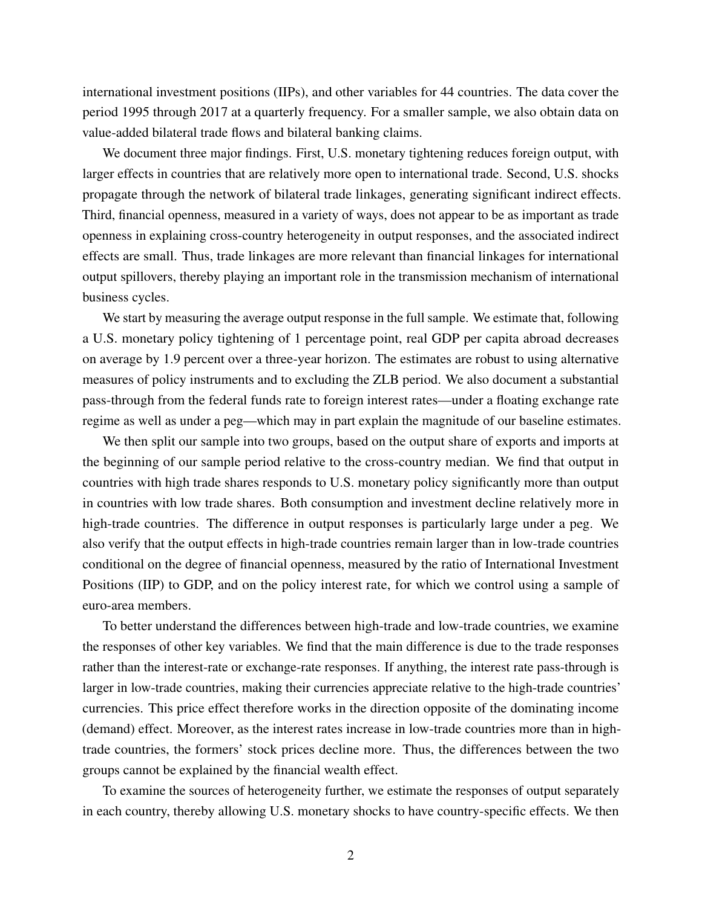international investment positions (IIPs), and other variables for 44 countries. The data cover the period 1995 through 2017 at a quarterly frequency. For a smaller sample, we also obtain data on value-added bilateral trade flows and bilateral banking claims.

We document three major findings. First, U.S. monetary tightening reduces foreign output, with larger effects in countries that are relatively more open to international trade. Second, U.S. shocks propagate through the network of bilateral trade linkages, generating significant indirect effects. Third, financial openness, measured in a variety of ways, does not appear to be as important as trade openness in explaining cross-country heterogeneity in output responses, and the associated indirect effects are small. Thus, trade linkages are more relevant than financial linkages for international output spillovers, thereby playing an important role in the transmission mechanism of international business cycles.

We start by measuring the average output response in the full sample. We estimate that, following a U.S. monetary policy tightening of 1 percentage point, real GDP per capita abroad decreases on average by 1.9 percent over a three-year horizon. The estimates are robust to using alternative measures of policy instruments and to excluding the ZLB period. We also document a substantial pass-through from the federal funds rate to foreign interest rates—under a floating exchange rate regime as well as under a peg—which may in part explain the magnitude of our baseline estimates.

We then split our sample into two groups, based on the output share of exports and imports at the beginning of our sample period relative to the cross-country median. We find that output in countries with high trade shares responds to U.S. monetary policy significantly more than output in countries with low trade shares. Both consumption and investment decline relatively more in high-trade countries. The difference in output responses is particularly large under a peg. We also verify that the output effects in high-trade countries remain larger than in low-trade countries conditional on the degree of financial openness, measured by the ratio of International Investment Positions (IIP) to GDP, and on the policy interest rate, for which we control using a sample of euro-area members.

To better understand the differences between high-trade and low-trade countries, we examine the responses of other key variables. We find that the main difference is due to the trade responses rather than the interest-rate or exchange-rate responses. If anything, the interest rate pass-through is larger in low-trade countries, making their currencies appreciate relative to the high-trade countries' currencies. This price effect therefore works in the direction opposite of the dominating income (demand) effect. Moreover, as the interest rates increase in low-trade countries more than in high-trade countries, the formers' stock prices decline more. Thus, the differences between the two groups cannot be explained by the financial wealth effect.

To examine the sources of heterogeneity further, we estimate the responses of output separately in each country, thereby allowing U.S. monetary shocks to have country-specific effects. We then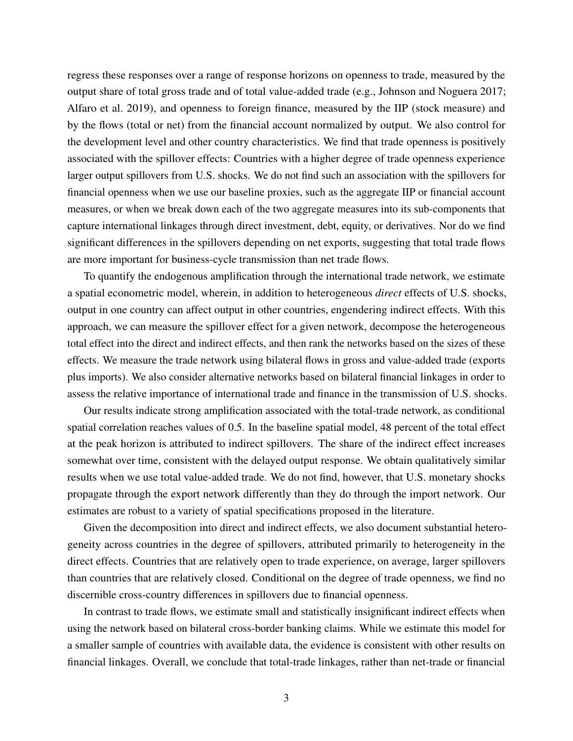regress these responses over a range of response horizons on openness to trade, measured by the output share of total gross trade and of total value-added trade (e.g., Johnson and Noguera 2017; Alfaro et al. 2019), and openness to foreign finance, measured by the IIP (stock measure) and by the flows (total or net) from the financial account normalized by output. We also control for the development level and other country characteristics. We find that trade openness is positively associated with the spillover effects: Countries with a higher degree of trade openness experience larger output spillovers from U.S. shocks. We do not find such an association with the spillovers for financial openness when we use our baseline proxies, such as the aggregate IIP or financial account measures, or when we break down each of the two aggregate measures into its sub-components that capture international linkages through direct investment, debt, equity, or derivatives. Nor do we find significant differences in the spillovers depending on net exports, suggesting that total trade flows are more important for business-cycle transmission than net trade flows.

To quantify the endogenous amplification through the international trade network, we estimate a spatial econometric model, wherein, in addition to heterogeneous *direct* effects of U.S. shocks, output in one country can affect output in other countries, engendering indirect effects. With this approach, we can measure the spillover effect for a given network, decompose the heterogeneous total effect into the direct and indirect effects, and then rank the networks based on the sizes of these effects. We measure the trade network using bilateral flows in gross and value-added trade (exports plus imports). We also consider alternative networks based on bilateral financial linkages in order to assess the relative importance of international trade and finance in the transmission of U.S. shocks.

Our results indicate strong amplification associated with the total-trade network, as conditional spatial correlation reaches values of 0.5. In the baseline spatial model, 48 percent of the total effect at the peak horizon is attributed to indirect spillovers. The share of the indirect effect increases somewhat over time, consistent with the delayed output response. We obtain qualitatively similar results when we use total value-added trade. We do not find, however, that U.S. monetary shocks propagate through the export network differently than they do through the import network. Our estimates are robust to a variety of spatial specifications proposed in the literature.

Given the decomposition into direct and indirect effects, we also document substantial heterogeneity across countries in the degree of spillovers, attributed primarily to heterogeneity in the direct effects. Countries that are relatively open to trade experience, on average, larger spillovers than countries that are relatively closed. Conditional on the degree of trade openness, we find no discernible cross-country differences in spillovers due to financial openness.

In contrast to trade flows, we estimate small and statistically insignificant indirect effects when using the network based on bilateral cross-border banking claims. While we estimate this model for a smaller sample of countries with available data, the evidence is consistent with other results on financial linkages. Overall, we conclude that total-trade linkages, rather than net-trade or financial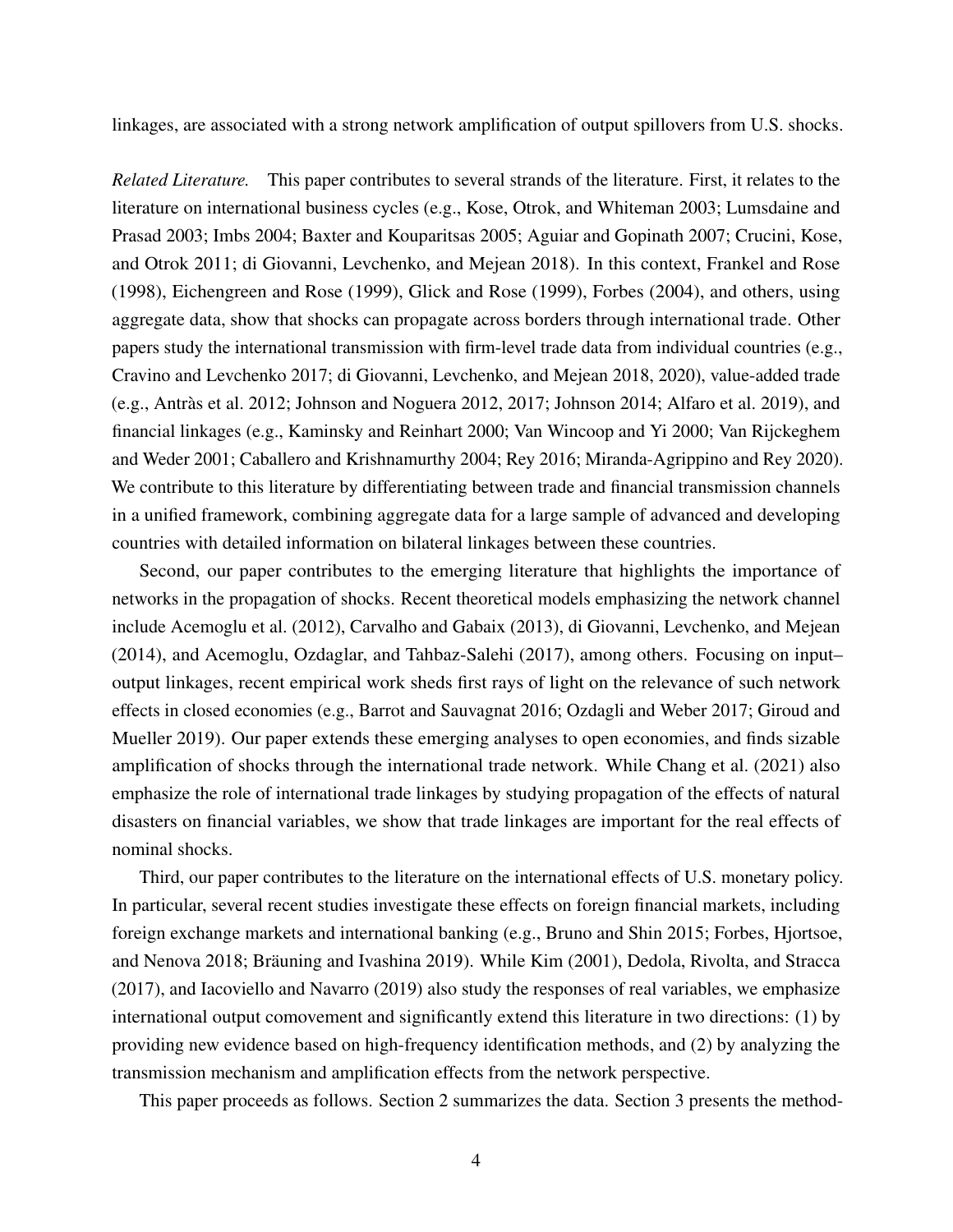linkages, are associated with a strong network amplification of output spillovers from U.S. shocks.

*Related Literature.* This paper contributes to several strands of the literature. First, it relates to the literature on international business cycles (e.g., Kose, Otrok, and Whiteman 2003; Lumsdaine and Prasad 2003; Imbs 2004; Baxter and Kouparitsas 2005; Aguiar and Gopinath 2007; Crucini, Kose, and Otrok 2011; di Giovanni, Levchenko, and Mejean 2018). In this context, Frankel and Rose (1998), Eichengreen and Rose (1999), Glick and Rose (1999), Forbes (2004), and others, using aggregate data, show that shocks can propagate across borders through international trade. Other papers study the international transmission with firm-level trade data from individual countries (e.g., Cravino and Levchenko 2017; di Giovanni, Levchenko, and Mejean 2018, 2020), value-added trade (e.g., Antràs et al. 2012; Johnson and Noguera 2012, 2017; Johnson 2014; Alfaro et al. 2019), and financial linkages (e.g., Kaminsky and Reinhart 2000; Van Wincoop and Yi 2000; Van Rijckeghem and Weder 2001; Caballero and Krishnamurthy 2004; Rey 2016; Miranda-Agrippino and Rey 2020). We contribute to this literature by differentiating between trade and financial transmission channels in a unified framework, combining aggregate data for a large sample of advanced and developing countries with detailed information on bilateral linkages between these countries.

Second, our paper contributes to the emerging literature that highlights the importance of networks in the propagation of shocks. Recent theoretical models emphasizing the network channel include Acemoglu et al. (2012), Carvalho and Gabaix (2013), di Giovanni, Levchenko, and Mejean (2014), and Acemoglu, Ozdaglar, and Tahbaz-Salehi (2017), among others. Focusing on input–output linkages, recent empirical work sheds first rays of light on the relevance of such network effects in closed economies (e.g., Barrot and Sauvagnat 2016; Ozdagli and Weber 2017; Giroud and Mueller 2019). Our paper extends these emerging analyses to open economies, and finds sizable amplification of shocks through the international trade network. While Chang et al. (2021) also emphasize the role of international trade linkages by studying propagation of the effects of natural disasters on financial variables, we show that trade linkages are important for the real effects of nominal shocks.

Third, our paper contributes to the literature on the international effects of U.S. monetary policy. In particular, several recent studies investigate these effects on foreign financial markets, including foreign exchange markets and international banking (e.g., Bruno and Shin 2015; Forbes, Hjortsoe, and Nenova 2018; Bräuning and Ivashina 2019). While Kim (2001), Dedola, Rivolta, and Stracca (2017), and Iacoviello and Navarro (2019) also study the responses of real variables, we emphasize international output comovement and significantly extend this literature in two directions: (1) by providing new evidence based on high-frequency identification methods, and (2) by analyzing the transmission mechanism and amplification effects from the network perspective.

This paper proceeds as follows. Section 2 summarizes the data. Section 3 presents the method-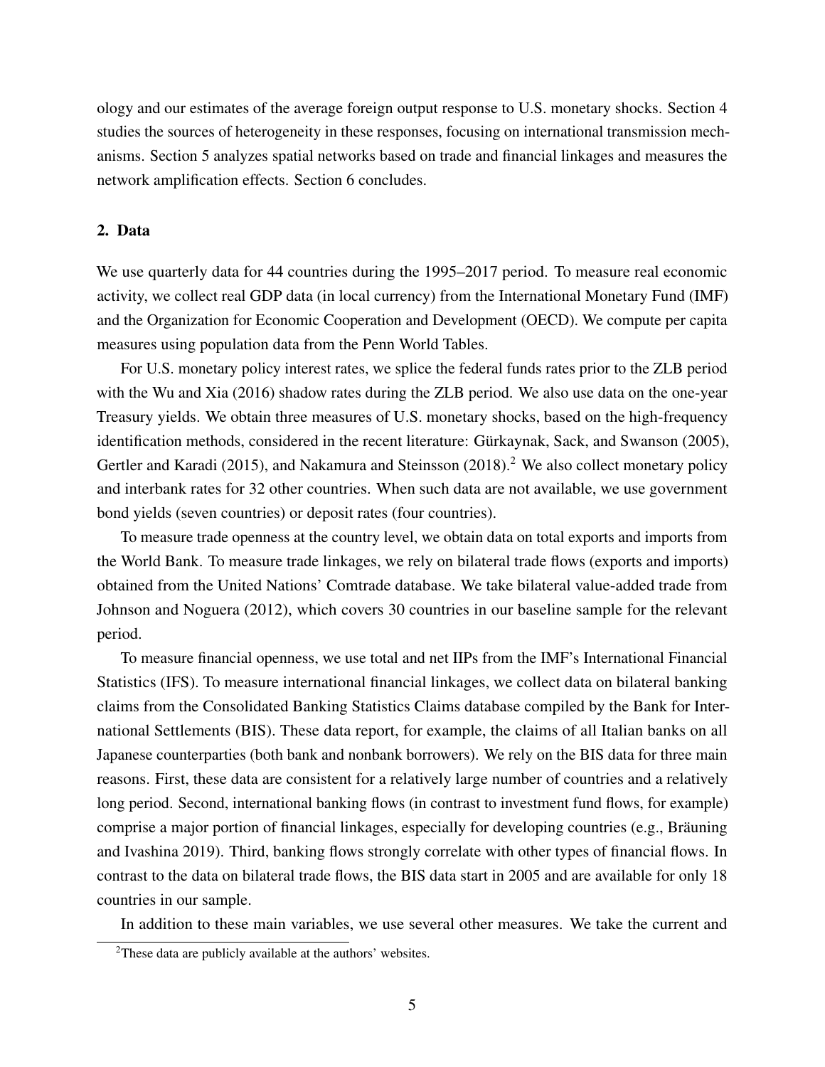ology and our estimates of the average foreign output response to U.S. monetary shocks. Section 4 studies the sources of heterogeneity in these responses, focusing on international transmission mechanisms. Section 5 analyzes spatial networks based on trade and financial linkages and measures the network amplification effects. Section 6 concludes.

## 2. Data

We use quarterly data for 44 countries during the 1995–2017 period. To measure real economic activity, we collect real GDP data (in local currency) from the International Monetary Fund (IMF) and the Organization for Economic Cooperation and Development (OECD). We compute per capita measures using population data from the Penn World Tables.

For U.S. monetary policy interest rates, we splice the federal funds rates prior to the ZLB period with the Wu and Xia (2016) shadow rates during the ZLB period. We also use data on the one-year Treasury yields. We obtain three measures of U.S. monetary shocks, based on the high-frequency identification methods, considered in the recent literature: Gürkaynak, Sack, and Swanson (2005), Gertler and Karadi (2015), and Nakamura and Steinsson (2018).[2] We also collect monetary policy and interbank rates for 32 other countries. When such data are not available, we use government bond yields (seven countries) or deposit rates (four countries).

To measure trade openness at the country level, we obtain data on total exports and imports from the World Bank. To measure trade linkages, we rely on bilateral trade flows (exports and imports) obtained from the United Nations' Comtrade database. We take bilateral value-added trade from Johnson and Noguera (2012), which covers 30 countries in our baseline sample for the relevant period.

To measure financial openness, we use total and net IIPs from the IMF's International Financial Statistics (IFS). To measure international financial linkages, we collect data on bilateral banking claims from the Consolidated Banking Statistics Claims database compiled by the Bank for International Settlements (BIS). These data report, for example, the claims of all Italian banks on all Japanese counterparties (both bank and nonbank borrowers). We rely on the BIS data for three main reasons. First, these data are consistent for a relatively large number of countries and a relatively long period. Second, international banking flows (in contrast to investment fund flows, for example) comprise a major portion of financial linkages, especially for developing countries (e.g., Bräuning and Ivashina 2019). Third, banking flows strongly correlate with other types of financial flows. In contrast to the data on bilateral trade flows, the BIS data start in 2005 and are available for only 18 countries in our sample.

In addition to these main variables, we use several other measures. We take the current and

[2]These data are publicly available at the authors' websites.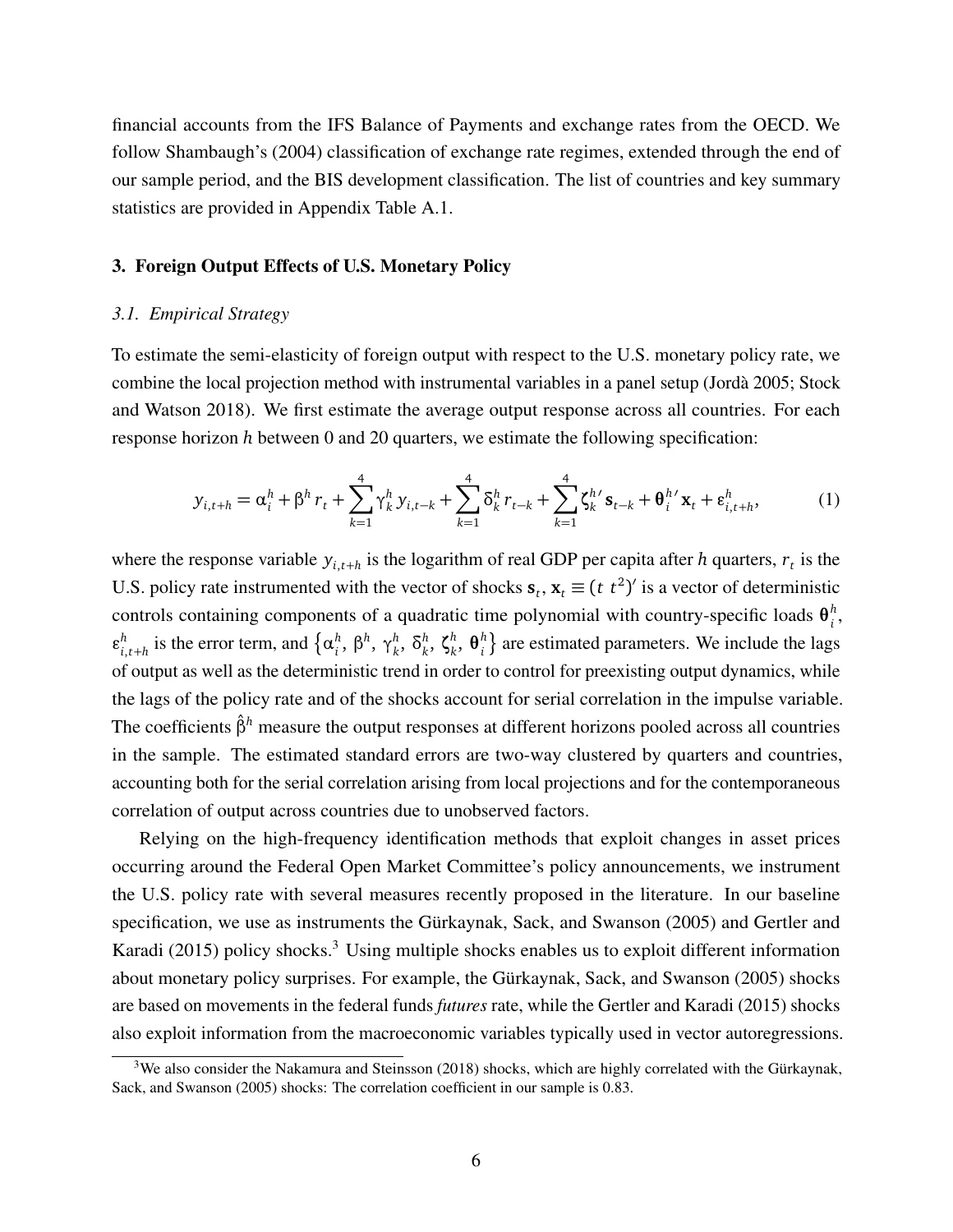financial accounts from the IFS Balance of Payments and exchange rates from the OECD. We follow Shambaugh's (2004) classification of exchange rate regimes, extended through the end of our sample period, and the BIS development classification. The list of countries and key summary statistics are provided in Appendix Table A.1.

## 3. Foreign Output Effects of U.S. Monetary Policy

### *3.1. Empirical Strategy*

To estimate the semi-elasticity of foreign output with respect to the U.S. monetary policy rate, we combine the local projection method with instrumental variables in a panel setup (Jordà 2005; Stock and Watson 2018). We first estimate the average output response across all countries. For each response horizon $h$ between 0 and 20 quarters, we estimate the following specification:

$$y_{i,t+h} = \alpha_i^h + \beta^h r_t + \sum_{k=1}^{4} \gamma_k^h y_{i,t-k} + \sum_{k=1}^{4} \delta_k^h r_{t-k} + \sum_{k=1}^{4} \zeta_k^{h\prime} \mathbf{s}_{t-k} + \boldsymbol{\theta}_i^{h\prime} \mathbf{x}_t + \varepsilon_{i,t+h}^h, \tag{1}$$

where the response variable $y_{i,t+h}$ is the logarithm of real GDP per capita after $h$ quarters, $r_t$ is the U.S. policy rate instrumented with the vector of shocks $\mathbf{s}_t$, $\mathbf{x}_t \equiv (t \ t^2)'$ is a vector of deterministic controls containing components of a quadratic time polynomial with country-specific loads $\boldsymbol{\theta}_i^h$, $\varepsilon_{i,t+h}^h$ is the error term, and $\left\{\alpha_i^h,\ \beta^h,\ \gamma_k^h,\ \delta_k^h,\ \zeta_k^h,\ \boldsymbol{\theta}_i^h\right\}$ are estimated parameters. We include the lags of output as well as the deterministic trend in order to control for preexisting output dynamics, while the lags of the policy rate and of the shocks account for serial correlation in the impulse variable. The coefficients $\hat{\beta}^h$ measure the output responses at different horizons pooled across all countries in the sample. The estimated standard errors are two-way clustered by quarters and countries, accounting both for the serial correlation arising from local projections and for the contemporaneous correlation of output across countries due to unobserved factors.

Relying on the high-frequency identification methods that exploit changes in asset prices occurring around the Federal Open Market Committee's policy announcements, we instrument the U.S. policy rate with several measures recently proposed in the literature. In our baseline specification, we use as instruments the Gürkaynak, Sack, and Swanson (2005) and Gertler and Karadi (2015) policy shocks.[3] Using multiple shocks enables us to exploit different information about monetary policy surprises. For example, the Gürkaynak, Sack, and Swanson (2005) shocks are based on movements in the federal funds *futures* rate, while the Gertler and Karadi (2015) shocks also exploit information from the macroeconomic variables typically used in vector autoregressions.

[3] We also consider the Nakamura and Steinsson (2018) shocks, which are highly correlated with the Gürkaynak, Sack, and Swanson (2005) shocks: The correlation coefficient in our sample is 0.83.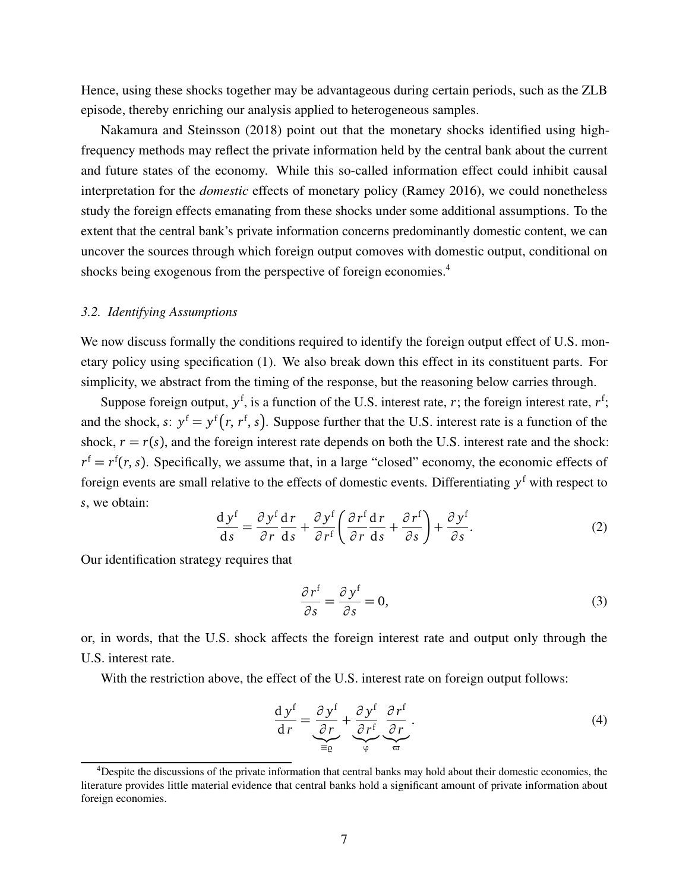Hence, using these shocks together may be advantageous during certain periods, such as the ZLB episode, thereby enriching our analysis applied to heterogeneous samples.

Nakamura and Steinsson (2018) point out that the monetary shocks identified using high-frequency methods may reflect the private information held by the central bank about the current and future states of the economy. While this so-called information effect could inhibit causal interpretation for the *domestic* effects of monetary policy (Ramey 2016), we could nonetheless study the foreign effects emanating from these shocks under some additional assumptions. To the extent that the central bank's private information concerns predominantly domestic content, we can uncover the sources through which foreign output comoves with domestic output, conditional on shocks being exogenous from the perspective of foreign economies.[4]

### 3.2. Identifying Assumptions

We now discuss formally the conditions required to identify the foreign output effect of U.S. monetary policy using specification (1). We also break down this effect in its constituent parts. For simplicity, we abstract from the timing of the response, but the reasoning below carries through.

Suppose foreign output, $y^{\mathrm{f}}$, is a function of the U.S. interest rate, $r$; the foreign interest rate, $r^{\mathrm{f}}$; and the shock, $s$: $y^{\mathrm{f}} = y^{\mathrm{f}}(r, r^{\mathrm{f}}, s)$. Suppose further that the U.S. interest rate is a function of the shock, $r = r(s)$, and the foreign interest rate depends on both the U.S. interest rate and the shock: $r^{\mathrm{f}} = r^{\mathrm{f}}(r, s)$. Specifically, we assume that, in a large "closed" economy, the economic effects of foreign events are small relative to the effects of domestic events. Differentiating $y^{\mathrm{f}}$ with respect to $s$, we obtain:

$$\frac{\mathrm{d}y^{\mathrm{f}}}{\mathrm{d}s} = \frac{\partial y^{\mathrm{f}}}{\partial r}\frac{\mathrm{d}r}{\mathrm{d}s} + \frac{\partial y^{\mathrm{f}}}{\partial r^{\mathrm{f}}}\left(\frac{\partial r^{\mathrm{f}}}{\partial r}\frac{\mathrm{d}r}{\mathrm{d}s} + \frac{\partial r^{\mathrm{f}}}{\partial s}\right) + \frac{\partial y^{\mathrm{f}}}{\partial s}. \tag{2}$$

Our identification strategy requires that

$$\frac{\partial r^{\mathrm{f}}}{\partial s} = \frac{\partial y^{\mathrm{f}}}{\partial s} = 0, \tag{3}$$

or, in words, that the U.S. shock affects the foreign interest rate and output only through the U.S. interest rate.

With the restriction above, the effect of the U.S. interest rate on foreign output follows:

$$\frac{\mathrm{d}y^{\mathrm{f}}}{\mathrm{d}r} = \underbrace{\frac{\partial y^{\mathrm{f}}}{\partial r}}_{\equiv \varrho} + \underbrace{\frac{\partial y^{\mathrm{f}}}{\partial r^{\mathrm{f}}}}_{\varphi}\underbrace{\frac{\partial r^{\mathrm{f}}}{\partial r}}_{\varpi}. \tag{4}$$

[4] Despite the discussions of the private information that central banks may hold about their domestic economies, the literature provides little material evidence that central banks hold a significant amount of private information about foreign economies.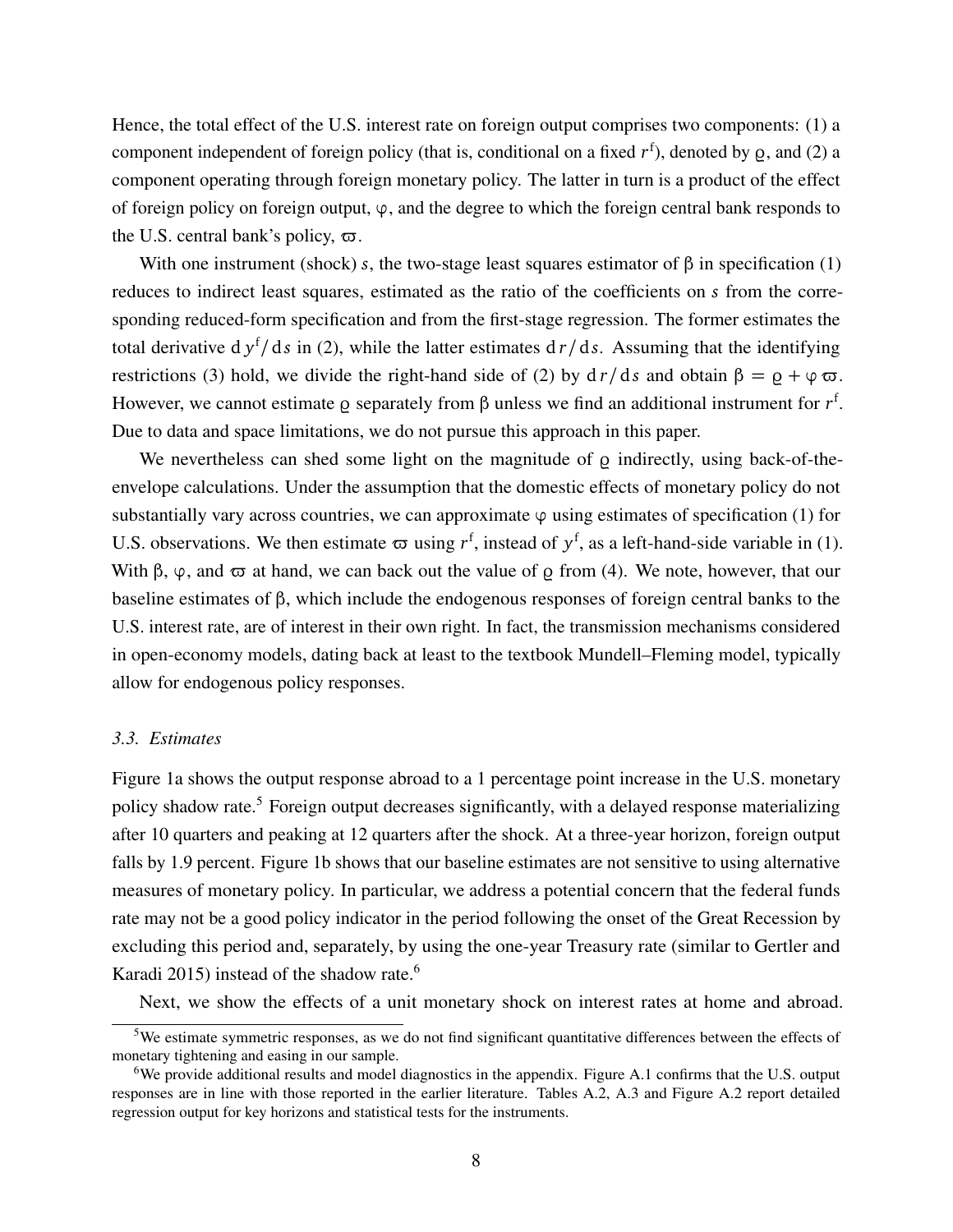Hence, the total effect of the U.S. interest rate on foreign output comprises two components: (1) a component independent of foreign policy (that is, conditional on a fixed $r^{\mathrm{f}}$), denoted by $\varrho$, and (2) a component operating through foreign monetary policy. The latter in turn is a product of the effect of foreign policy on foreign output, $\varphi$, and the degree to which the foreign central bank responds to the U.S. central bank's policy, $\varpi$.

With one instrument (shock) $s$, the two-stage least squares estimator of $\beta$ in specification (1) reduces to indirect least squares, estimated as the ratio of the coefficients on $s$ from the corresponding reduced-form specification and from the first-stage regression. The former estimates the total derivative $\mathrm{d}\,y^{\mathrm{f}}/\mathrm{d}s$ in (2), while the latter estimates $\mathrm{d}r/\mathrm{d}s$. Assuming that the identifying restrictions (3) hold, we divide the right-hand side of (2) by $\mathrm{d}r/\mathrm{d}s$ and obtain $\beta = \varrho + \varphi\,\varpi$. However, we cannot estimate $\varrho$ separately from $\beta$ unless we find an additional instrument for $r^{\mathrm{f}}$. Due to data and space limitations, we do not pursue this approach in this paper.

We nevertheless can shed some light on the magnitude of $\varrho$ indirectly, using back-of-the-envelope calculations. Under the assumption that the domestic effects of monetary policy do not substantially vary across countries, we can approximate $\varphi$ using estimates of specification (1) for U.S. observations. We then estimate $\varpi$ using $r^{\mathrm{f}}$, instead of $y^{\mathrm{f}}$, as a left-hand-side variable in (1). With $\beta$, $\varphi$, and $\varpi$ at hand, we can back out the value of $\varrho$ from (4). We note, however, that our baseline estimates of $\beta$, which include the endogenous responses of foreign central banks to the U.S. interest rate, are of interest in their own right. In fact, the transmission mechanisms considered in open-economy models, dating back at least to the textbook Mundell–Fleming model, typically allow for endogenous policy responses.

### *3.3. Estimates*

Figure 1a shows the output response abroad to a 1 percentage point increase in the U.S. monetary policy shadow rate.[5] Foreign output decreases significantly, with a delayed response materializing after 10 quarters and peaking at 12 quarters after the shock. At a three-year horizon, foreign output falls by 1.9 percent. Figure 1b shows that our baseline estimates are not sensitive to using alternative measures of monetary policy. In particular, we address a potential concern that the federal funds rate may not be a good policy indicator in the period following the onset of the Great Recession by excluding this period and, separately, by using the one-year Treasury rate (similar to Gertler and Karadi 2015) instead of the shadow rate.[6]

Next, we show the effects of a unit monetary shock on interest rates at home and abroad.

[5] We estimate symmetric responses, as we do not find significant quantitative differences between the effects of monetary tightening and easing in our sample.

[6] We provide additional results and model diagnostics in the appendix. Figure A.1 confirms that the U.S. output responses are in line with those reported in the earlier literature. Tables A.2, A.3 and Figure A.2 report detailed regression output for key horizons and statistical tests for the instruments.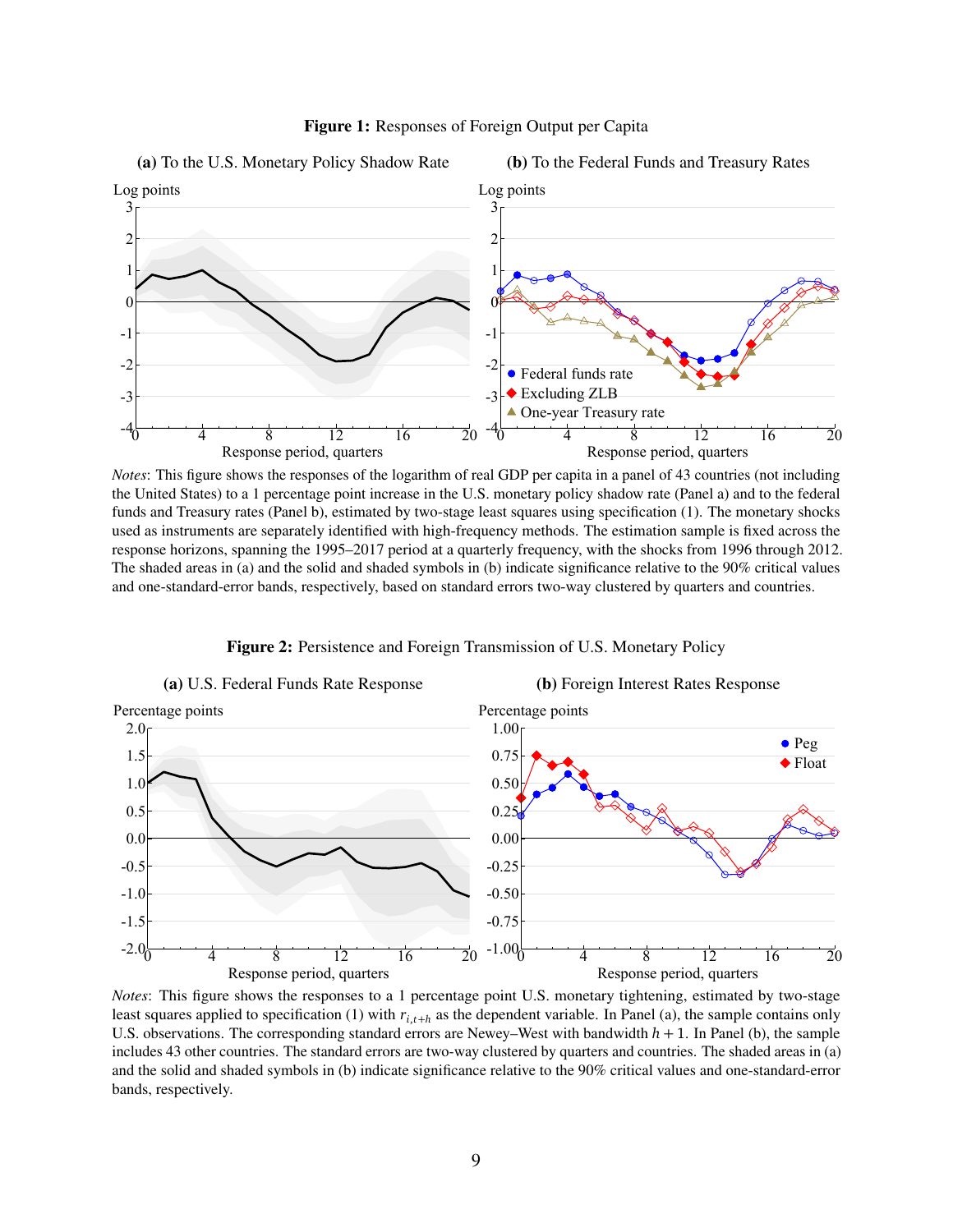**Figure 1:** Responses of Foreign Output per Capita

**(a)** To the U.S. Monetary Policy Shadow Rate

**(b)** To the Federal Funds and Treasury Rates

*Notes*: This figure shows the responses of the logarithm of real GDP per capita in a panel of 43 countries (not including the United States) to a 1 percentage point increase in the U.S. monetary policy shadow rate (Panel a) and to the federal funds and Treasury rates (Panel b), estimated by two-stage least squares using specification (1). The monetary shocks used as instruments are separately identified with high-frequency methods. The estimation sample is fixed across the response horizons, spanning the 1995–2017 period at a quarterly frequency, with the shocks from 1996 through 2012. The shaded areas in (a) and the solid and shaded symbols in (b) indicate significance relative to the 90% critical values and one-standard-error bands, respectively, based on standard errors two-way clustered by quarters and countries.

**Figure 2:** Persistence and Foreign Transmission of U.S. Monetary Policy

**(a)** U.S. Federal Funds Rate Response

**(b)** Foreign Interest Rates Response

*Notes*: This figure shows the responses to a 1 percentage point U.S. monetary tightening, estimated by two-stage least squares applied to specification (1) with $r_{i,t+h}$ as the dependent variable. In Panel (a), the sample contains only U.S. observations. The corresponding standard errors are Newey–West with bandwidth $h+1$. In Panel (b), the sample includes 43 other countries. The standard errors are two-way clustered by quarters and countries. The shaded areas in (a) and the solid and shaded symbols in (b) indicate significance relative to the 90% critical values and one-standard-error bands, respectively.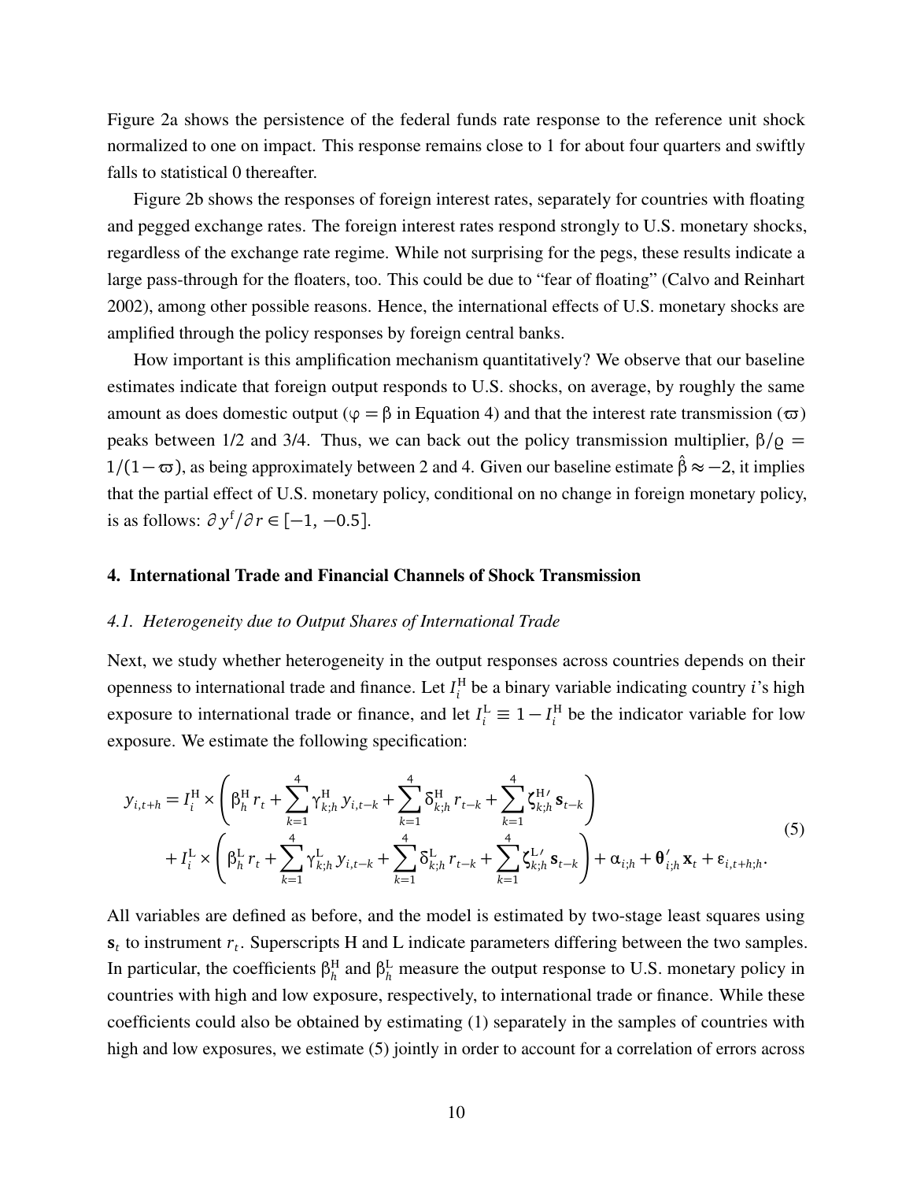Figure 2a shows the persistence of the federal funds rate response to the reference unit shock normalized to one on impact. This response remains close to 1 for about four quarters and swiftly falls to statistical 0 thereafter.

Figure 2b shows the responses of foreign interest rates, separately for countries with floating and pegged exchange rates. The foreign interest rates respond strongly to U.S. monetary shocks, regardless of the exchange rate regime. While not surprising for the pegs, these results indicate a large pass-through for the floaters, too. This could be due to "fear of floating" (Calvo and Reinhart 2002), among other possible reasons. Hence, the international effects of U.S. monetary shocks are amplified through the policy responses by foreign central banks.

How important is this amplification mechanism quantitatively? We observe that our baseline estimates indicate that foreign output responds to U.S. shocks, on average, by roughly the same amount as does domestic output ($\varphi = \beta$ in Equation 4) and that the interest rate transmission ($\varpi$) peaks between 1/2 and 3/4. Thus, we can back out the policy transmission multiplier, $\beta/\varrho = 1/(1-\varpi)$, as being approximately between 2 and 4. Given our baseline estimate $\hat{\beta} \approx -2$, it implies that the partial effect of U.S. monetary policy, conditional on no change in foreign monetary policy, is as follows: $\partial y^{\mathrm{f}}/\partial r \in [-1, -0.5]$.

## 4. International Trade and Financial Channels of Shock Transmission

### *4.1. Heterogeneity due to Output Shares of International Trade*

Next, we study whether heterogeneity in the output responses across countries depends on their openness to international trade and finance. Let $I_i^{\mathrm{H}}$ be a binary variable indicating country $i$'s high exposure to international trade or finance, and let $I_i^{\mathrm{L}} \equiv 1 - I_i^{\mathrm{H}}$ be the indicator variable for low exposure. We estimate the following specification:

$$
\begin{aligned}
y_{i,t+h} = I_i^{\mathrm{H}} \times & \left( \beta_h^{\mathrm{H}} r_t + \sum_{k=1}^{4} \gamma_{k;h}^{\mathrm{H}} y_{i,t-k} + \sum_{k=1}^{4} \delta_{k;h}^{\mathrm{H}} r_{t-k} + \sum_{k=1}^{4} \boldsymbol{\zeta}_{k;h}^{\mathrm{H}\prime} \mathbf{s}_{t-k} \right) \\
& + I_i^{\mathrm{L}} \times \left( \beta_h^{\mathrm{L}} r_t + \sum_{k=1}^{4} \gamma_{k;h}^{\mathrm{L}} y_{i,t-k} + \sum_{k=1}^{4} \delta_{k;h}^{\mathrm{L}} r_{t-k} + \sum_{k=1}^{4} \boldsymbol{\zeta}_{k;h}^{\mathrm{L}\prime} \mathbf{s}_{t-k} \right) + \alpha_{i;h} + \boldsymbol{\theta}_{i;h}' \mathbf{x}_t + \varepsilon_{i,t+h;h}.
\end{aligned}
\tag{5}
$$

All variables are defined as before, and the model is estimated by two-stage least squares using $\mathbf{s}_t$ to instrument $r_t$. Superscripts H and L indicate parameters differing between the two samples. In particular, the coefficients $\beta_h^{\mathrm{H}}$ and $\beta_h^{\mathrm{L}}$ measure the output response to U.S. monetary policy in countries with high and low exposure, respectively, to international trade or finance. While these coefficients could also be obtained by estimating (1) separately in the samples of countries with high and low exposures, we estimate (5) jointly in order to account for a correlation of errors across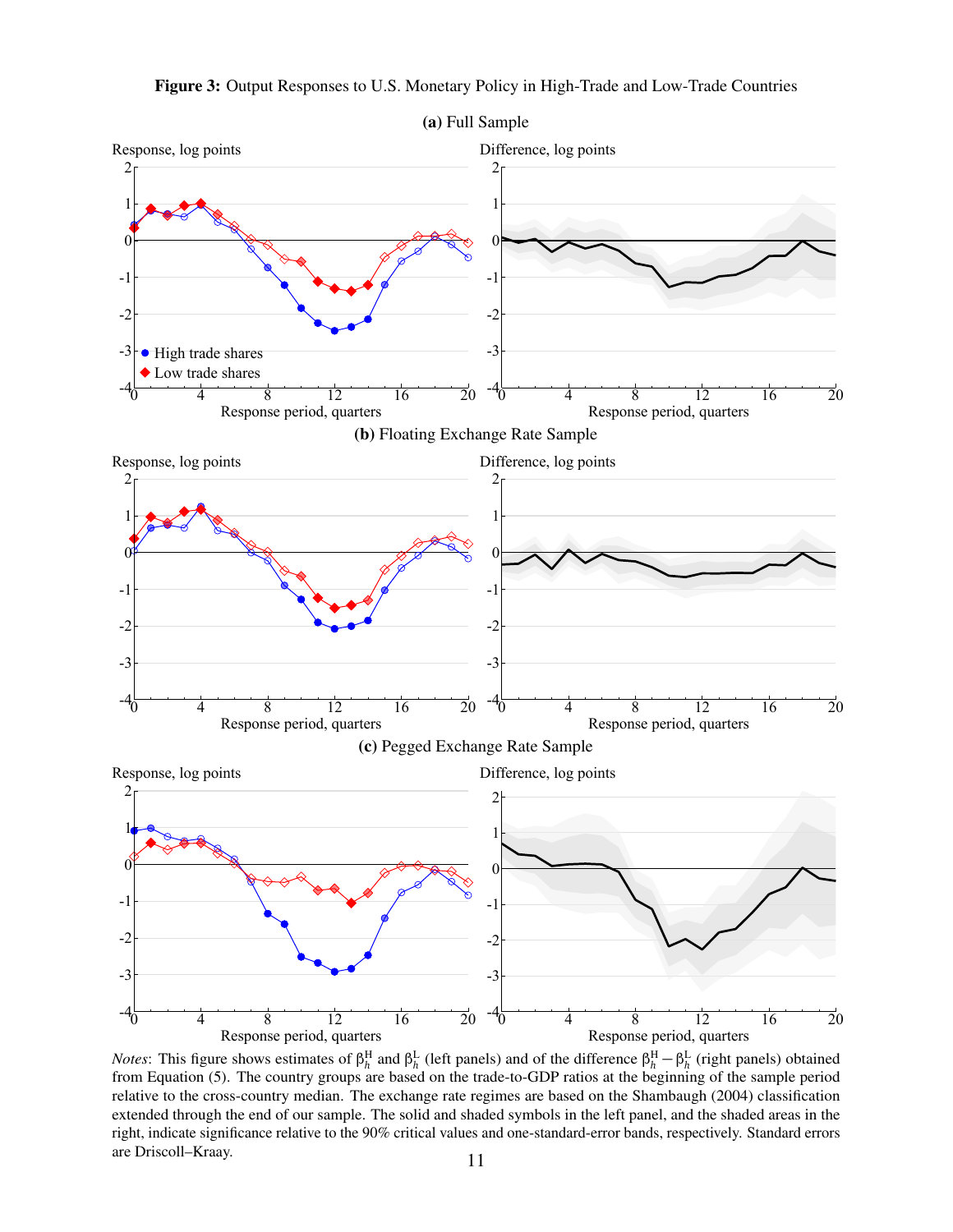**Figure 3:** Output Responses to U.S. Monetary Policy in High-Trade and Low-Trade Countries

**(a)** Full Sample

**(b)** Floating Exchange Rate Sample

**(c)** Pegged Exchange Rate Sample

*Notes*: This figure shows estimates of $\beta_h^{\mathrm{H}}$ and $\beta_h^{\mathrm{L}}$ (left panels) and of the difference $\beta_h^{\mathrm{H}} - \beta_h^{\mathrm{L}}$ (right panels) obtained from Equation (5). The country groups are based on the trade-to-GDP ratios at the beginning of the sample period relative to the cross-country median. The exchange rate regimes are based on the Shambaugh (2004) classification extended through the end of our sample. The solid and shaded symbols in the left panel, and the shaded areas in the right, indicate significance relative to the 90% critical values and one-standard-error bands, respectively. Standard errors are Driscoll–Kraay.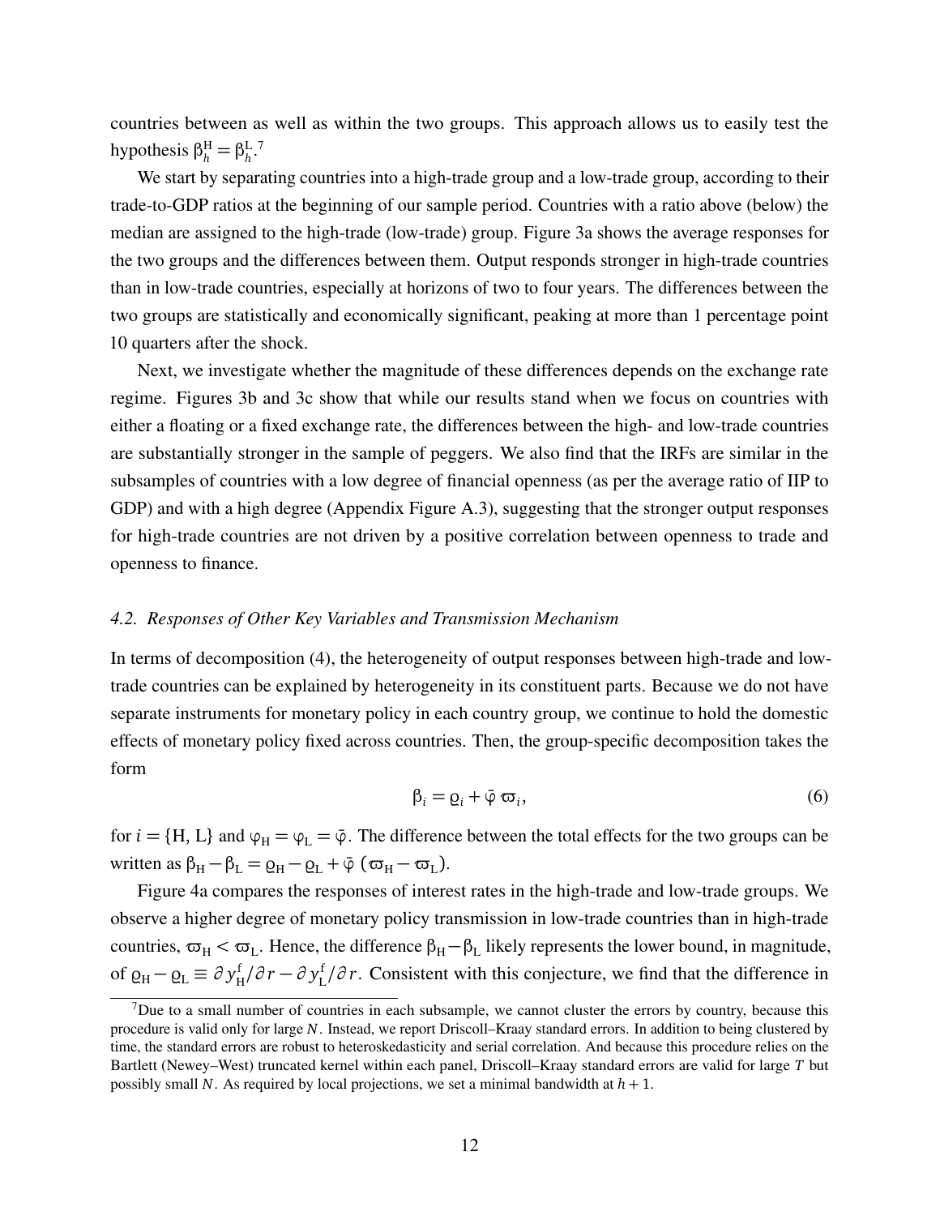countries between as well as within the two groups. This approach allows us to easily test the hypothesis $\beta_h^{\mathrm{H}} = \beta_h^{\mathrm{L}}$.[7]

We start by separating countries into a high-trade group and a low-trade group, according to their trade-to-GDP ratios at the beginning of our sample period. Countries with a ratio above (below) the median are assigned to the high-trade (low-trade) group. Figure 3a shows the average responses for the two groups and the differences between them. Output responds stronger in high-trade countries than in low-trade countries, especially at horizons of two to four years. The differences between the two groups are statistically and economically significant, peaking at more than 1 percentage point 10 quarters after the shock.

Next, we investigate whether the magnitude of these differences depends on the exchange rate regime. Figures 3b and 3c show that while our results stand when we focus on countries with either a floating or a fixed exchange rate, the differences between the high- and low-trade countries are substantially stronger in the sample of peggers. We also find that the IRFs are similar in the subsamples of countries with a low degree of financial openness (as per the average ratio of IIP to GDP) and with a high degree (Appendix Figure A.3), suggesting that the stronger output responses for high-trade countries are not driven by a positive correlation between openness to trade and openness to finance.

### *4.2. Responses of Other Key Variables and Transmission Mechanism*

In terms of decomposition (4), the heterogeneity of output responses between high-trade and low-trade countries can be explained by heterogeneity in its constituent parts. Because we do not have separate instruments for monetary policy in each country group, we continue to hold the domestic effects of monetary policy fixed across countries. Then, the group-specific decomposition takes the form

$$\beta_i = \varrho_i + \bar{\varphi}\,\varpi_i, \tag{6}$$

for $i = \{\mathrm{H}, \mathrm{L}\}$ and $\varphi_{\mathrm{H}} = \varphi_{\mathrm{L}} = \bar{\varphi}$. The difference between the total effects for the two groups can be written as $\beta_{\mathrm{H}} - \beta_{\mathrm{L}} = \varrho_{\mathrm{H}} - \varrho_{\mathrm{L}} + \bar{\varphi}\,(\varpi_{\mathrm{H}} - \varpi_{\mathrm{L}})$.

Figure 4a compares the responses of interest rates in the high-trade and low-trade groups. We observe a higher degree of monetary policy transmission in low-trade countries than in high-trade countries, $\varpi_{\mathrm{H}} < \varpi_{\mathrm{L}}$. Hence, the difference $\beta_{\mathrm{H}} - \beta_{\mathrm{L}}$ likely represents the lower bound, in magnitude, of $\varrho_{\mathrm{H}} - \varrho_{\mathrm{L}} \equiv \partial y_{\mathrm{H}}^{\mathrm{f}}/\partial r - \partial y_{\mathrm{L}}^{\mathrm{f}}/\partial r$. Consistent with this conjecture, we find that the difference in

[7] Due to a small number of countries in each subsample, we cannot cluster the errors by country, because this procedure is valid only for large $N$. Instead, we report Driscoll–Kraay standard errors. In addition to being clustered by time, the standard errors are robust to heteroskedasticity and serial correlation. And because this procedure relies on the Bartlett (Newey–West) truncated kernel within each panel, Driscoll–Kraay standard errors are valid for large $T$ but possibly small $N$. As required by local projections, we set a minimal bandwidth at $h + 1$.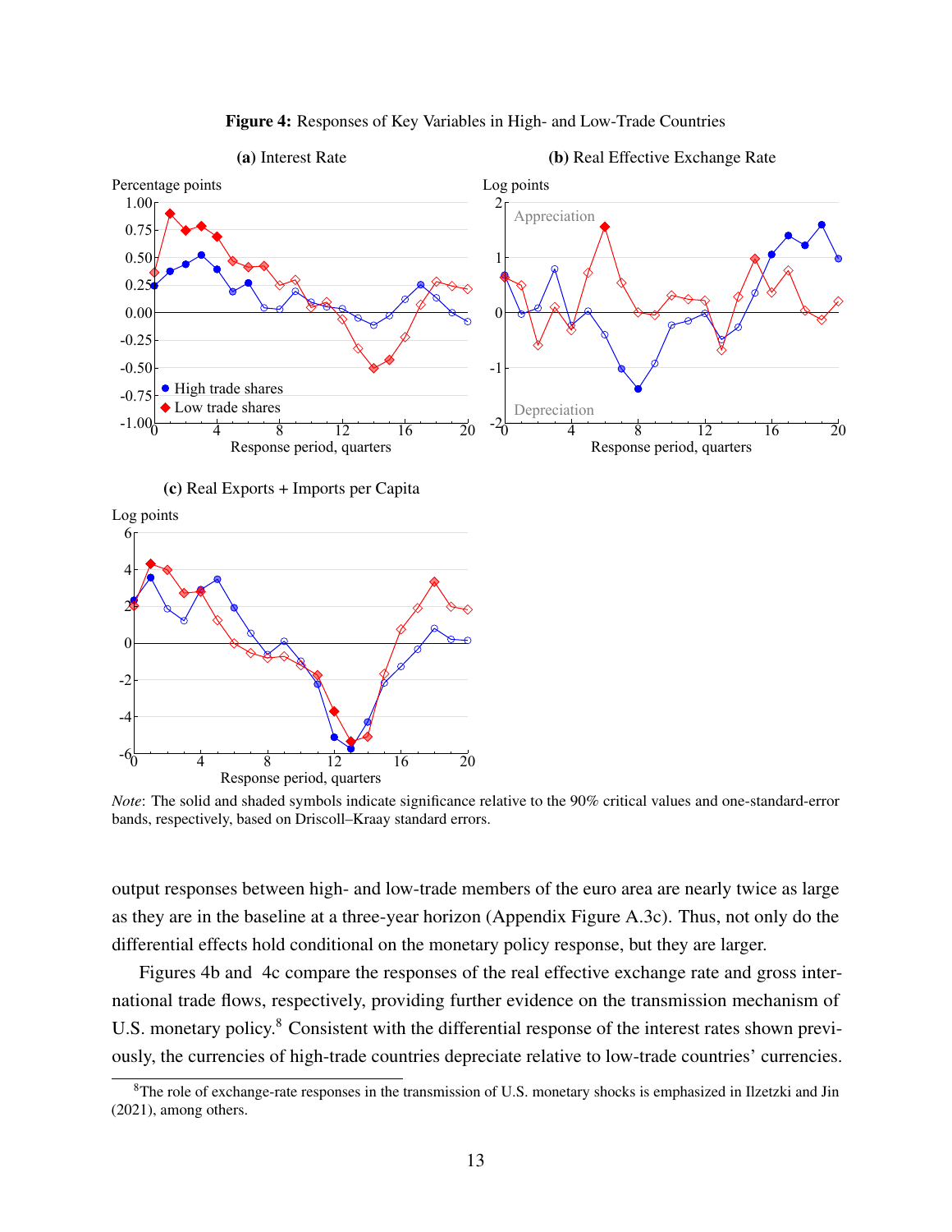**Figure 4:** Responses of Key Variables in High- and Low-Trade Countries

**(a)** Interest Rate

**(b)** Real Effective Exchange Rate

**(c)** Real Exports + Imports per Capita

*Note*: The solid and shaded symbols indicate significance relative to the 90% critical values and one-standard-error bands, respectively, based on Driscoll–Kraay standard errors.

output responses between high- and low-trade members of the euro area are nearly twice as large as they are in the baseline at a three-year horizon (Appendix Figure A.3c). Thus, not only do the differential effects hold conditional on the monetary policy response, but they are larger.

Figures 4b and 4c compare the responses of the real effective exchange rate and gross international trade flows, respectively, providing further evidence on the transmission mechanism of U.S. monetary policy.[8] Consistent with the differential response of the interest rates shown previously, the currencies of high-trade countries depreciate relative to low-trade countries' currencies.

[8]The role of exchange-rate responses in the transmission of U.S. monetary shocks is emphasized in Ilzetzki and Jin (2021), among others.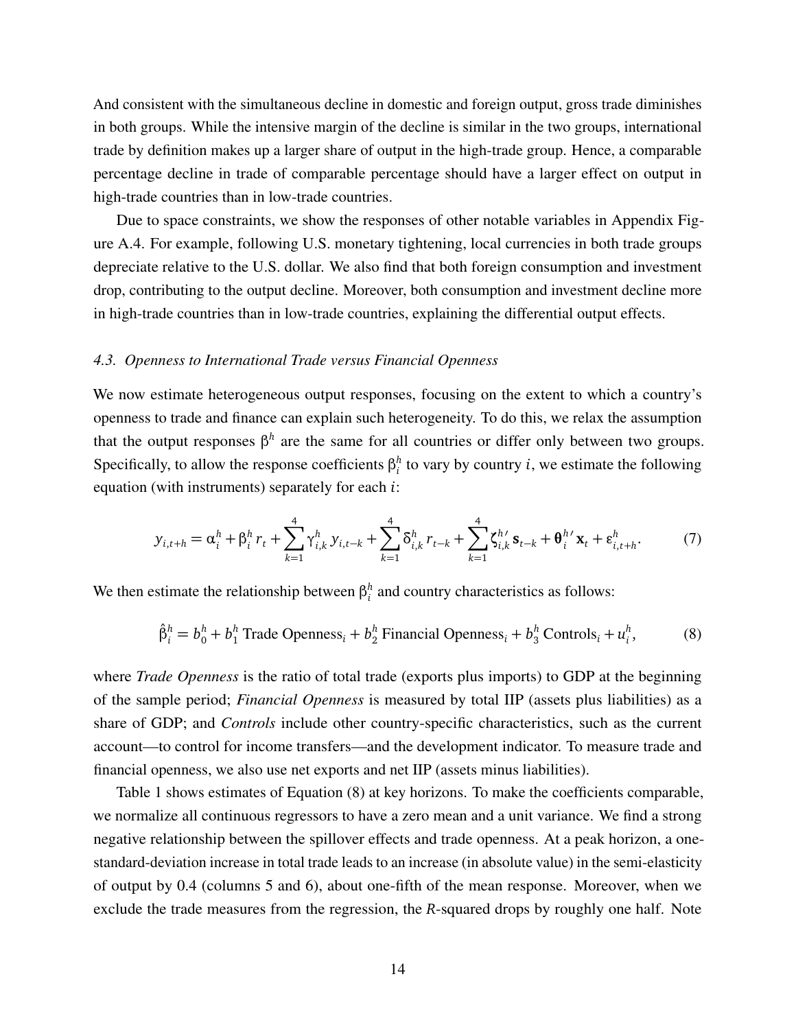And consistent with the simultaneous decline in domestic and foreign output, gross trade diminishes in both groups. While the intensive margin of the decline is similar in the two groups, international trade by definition makes up a larger share of output in the high-trade group. Hence, a comparable percentage decline in trade of comparable percentage should have a larger effect on output in high-trade countries than in low-trade countries.

Due to space constraints, we show the responses of other notable variables in Appendix Figure A.4. For example, following U.S. monetary tightening, local currencies in both trade groups depreciate relative to the U.S. dollar. We also find that both foreign consumption and investment drop, contributing to the output decline. Moreover, both consumption and investment decline more in high-trade countries than in low-trade countries, explaining the differential output effects.

### *4.3. Openness to International Trade versus Financial Openness*

We now estimate heterogeneous output responses, focusing on the extent to which a country's openness to trade and finance can explain such heterogeneity. To do this, we relax the assumption that the output responses $\beta^h$ are the same for all countries or differ only between two groups. Specifically, to allow the response coefficients $\beta_i^h$ to vary by country $i$, we estimate the following equation (with instruments) separately for each $i$:

$$y_{i,t+h} = \alpha_i^h + \beta_i^h r_t + \sum_{k=1}^{4} \gamma_{i,k}^h y_{i,t-k} + \sum_{k=1}^{4} \delta_{i,k}^h r_{t-k} + \sum_{k=1}^{4} \zeta_{i,k}^{h\prime} \mathbf{s}_{t-k} + \boldsymbol{\theta}_i^{h\prime} \mathbf{x}_t + \varepsilon_{i,t+h}^h. \tag{7}$$

We then estimate the relationship between $\beta_i^h$ and country characteristics as follows:

$$\hat{\beta}_i^h = b_0^h + b_1^h \text{ Trade Openness}_i + b_2^h \text{ Financial Openness}_i + b_3^h \text{ Controls}_i + u_i^h, \tag{8}$$

where *Trade Openness* is the ratio of total trade (exports plus imports) to GDP at the beginning of the sample period; *Financial Openness* is measured by total IIP (assets plus liabilities) as a share of GDP; and *Controls* include other country-specific characteristics, such as the current account—to control for income transfers—and the development indicator. To measure trade and financial openness, we also use net exports and net IIP (assets minus liabilities).

Table 1 shows estimates of Equation (8) at key horizons. To make the coefficients comparable, we normalize all continuous regressors to have a zero mean and a unit variance. We find a strong negative relationship between the spillover effects and trade openness. At a peak horizon, a one-standard-deviation increase in total trade leads to an increase (in absolute value) in the semi-elasticity of output by 0.4 (columns 5 and 6), about one-fifth of the mean response. Moreover, when we exclude the trade measures from the regression, the *R*-squared drops by roughly one half. Note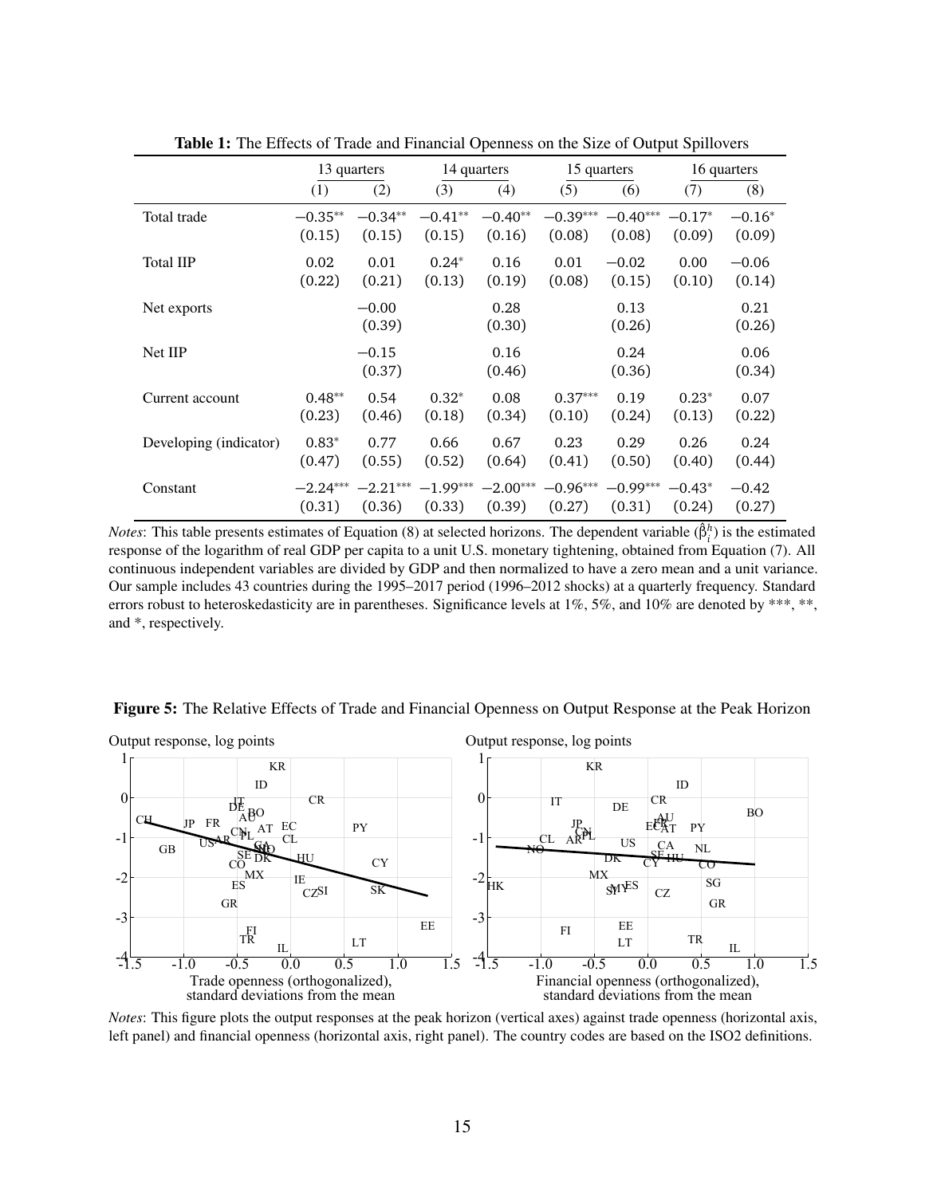**Table 1:** The Effects of Trade and Financial Openness on the Size of Output Spillovers

| | 13 quarters | | 14 quarters | | 15 quarters | | 16 quarters | |
|---|---|---|---|---|---|---|---|---|
| | (1) | (2) | (3) | (4) | (5) | (6) | (7) | (8) |
| Total trade | $-0.35^{**}$ | $-0.34^{**}$ | $-0.41^{**}$ | $-0.40^{**}$ | $-0.39^{***}$ | $-0.40^{***}$ | $-0.17^{*}$ | $-0.16^{*}$ |
| | (0.15) | (0.15) | (0.15) | (0.16) | (0.08) | (0.08) | (0.09) | (0.09) |
| Total IIP | 0.02 | 0.01 | $0.24^{*}$ | 0.16 | 0.01 | −0.02 | 0.00 | −0.06 |
| | (0.22) | (0.21) | (0.13) | (0.19) | (0.08) | (0.15) | (0.10) | (0.14) |
| Net exports | | −0.00 | | 0.28 | | 0.13 | | 0.21 |
| | | (0.39) | | (0.30) | | (0.26) | | (0.26) |
| Net IIP | | −0.15 | | 0.16 | | 0.24 | | 0.06 |
| | | (0.37) | | (0.46) | | (0.36) | | (0.34) |
| Current account | $0.48^{**}$ | 0.54 | $0.32^{*}$ | 0.08 | $0.37^{***}$ | 0.19 | $0.23^{*}$ | 0.07 |
| | (0.23) | (0.46) | (0.18) | (0.34) | (0.10) | (0.24) | (0.13) | (0.22) |
| Developing (indicator) | $0.83^{*}$ | 0.77 | 0.66 | 0.67 | 0.23 | 0.29 | 0.26 | 0.24 |
| | (0.47) | (0.55) | (0.52) | (0.64) | (0.41) | (0.50) | (0.40) | (0.44) |
| Constant | $-2.24^{***}$ | $-2.21^{***}$ | $-1.99^{***}$ | $-2.00^{***}$ | $-0.96^{***}$ | $-0.99^{***}$ | $-0.43^{*}$ | −0.42 |
| | (0.31) | (0.36) | (0.33) | (0.39) | (0.27) | (0.31) | (0.24) | (0.27) |

*Notes*: This table presents estimates of Equation (8) at selected horizons. The dependent variable ($\hat{\beta}_i^h$) is the estimated response of the logarithm of real GDP per capita to a unit U.S. monetary tightening, obtained from Equation (7). All continuous independent variables are divided by GDP and then normalized to have a zero mean and a unit variance. Our sample includes 43 countries during the 1995–2017 period (1996–2012 shocks) at a quarterly frequency. Standard errors robust to heteroskedasticity are in parentheses. Significance levels at 1%, 5%, and 10% are denoted by ***, **, and *, respectively.

**Figure 5:** The Relative Effects of Trade and Financial Openness on Output Response at the Peak Horizon

*Notes*: This figure plots the output responses at the peak horizon (vertical axes) against trade openness (horizontal axis, left panel) and financial openness (horizontal axis, right panel). The country codes are based on the ISO2 definitions.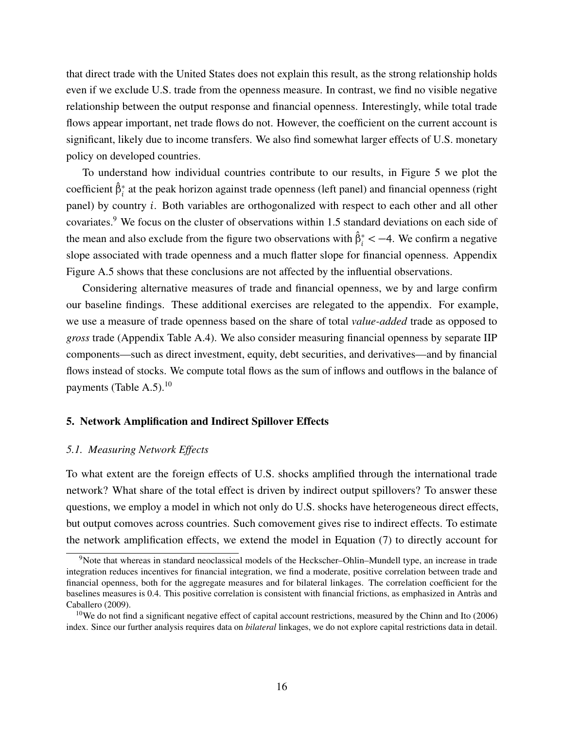that direct trade with the United States does not explain this result, as the strong relationship holds even if we exclude U.S. trade from the openness measure. In contrast, we find no visible negative relationship between the output response and financial openness. Interestingly, while total trade flows appear important, net trade flows do not. However, the coefficient on the current account is significant, likely due to income transfers. We also find somewhat larger effects of U.S. monetary policy on developed countries.

To understand how individual countries contribute to our results, in Figure 5 we plot the coefficient $\hat{\beta}_i^*$ at the peak horizon against trade openness (left panel) and financial openness (right panel) by country $i$. Both variables are orthogonalized with respect to each other and all other covariates.[9] We focus on the cluster of observations within 1.5 standard deviations on each side of the mean and also exclude from the figure two observations with $\hat{\beta}_i^* < -4$. We confirm a negative slope associated with trade openness and a much flatter slope for financial openness. Appendix Figure A.5 shows that these conclusions are not affected by the influential observations.

Considering alternative measures of trade and financial openness, we by and large confirm our baseline findings. These additional exercises are relegated to the appendix. For example, we use a measure of trade openness based on the share of total *value-added* trade as opposed to *gross* trade (Appendix Table A.4). We also consider measuring financial openness by separate IIP components—such as direct investment, equity, debt securities, and derivatives—and by financial flows instead of stocks. We compute total flows as the sum of inflows and outflows in the balance of payments (Table A.5).[10]

## 5. Network Amplification and Indirect Spillover Effects

### *5.1. Measuring Network Effects*

To what extent are the foreign effects of U.S. shocks amplified through the international trade network? What share of the total effect is driven by indirect output spillovers? To answer these questions, we employ a model in which not only do U.S. shocks have heterogeneous direct effects, but output comoves across countries. Such comovement gives rise to indirect effects. To estimate the network amplification effects, we extend the model in Equation (7) to directly account for

[9] Note that whereas in standard neoclassical models of the Heckscher–Ohlin–Mundell type, an increase in trade integration reduces incentives for financial integration, we find a moderate, positive correlation between trade and financial openness, both for the aggregate measures and for bilateral linkages. The correlation coefficient for the baselines measures is 0.4. This positive correlation is consistent with financial frictions, as emphasized in Antràs and Caballero (2009).

[10] We do not find a significant negative effect of capital account restrictions, measured by the Chinn and Ito (2006) index. Since our further analysis requires data on *bilateral* linkages, we do not explore capital restrictions data in detail.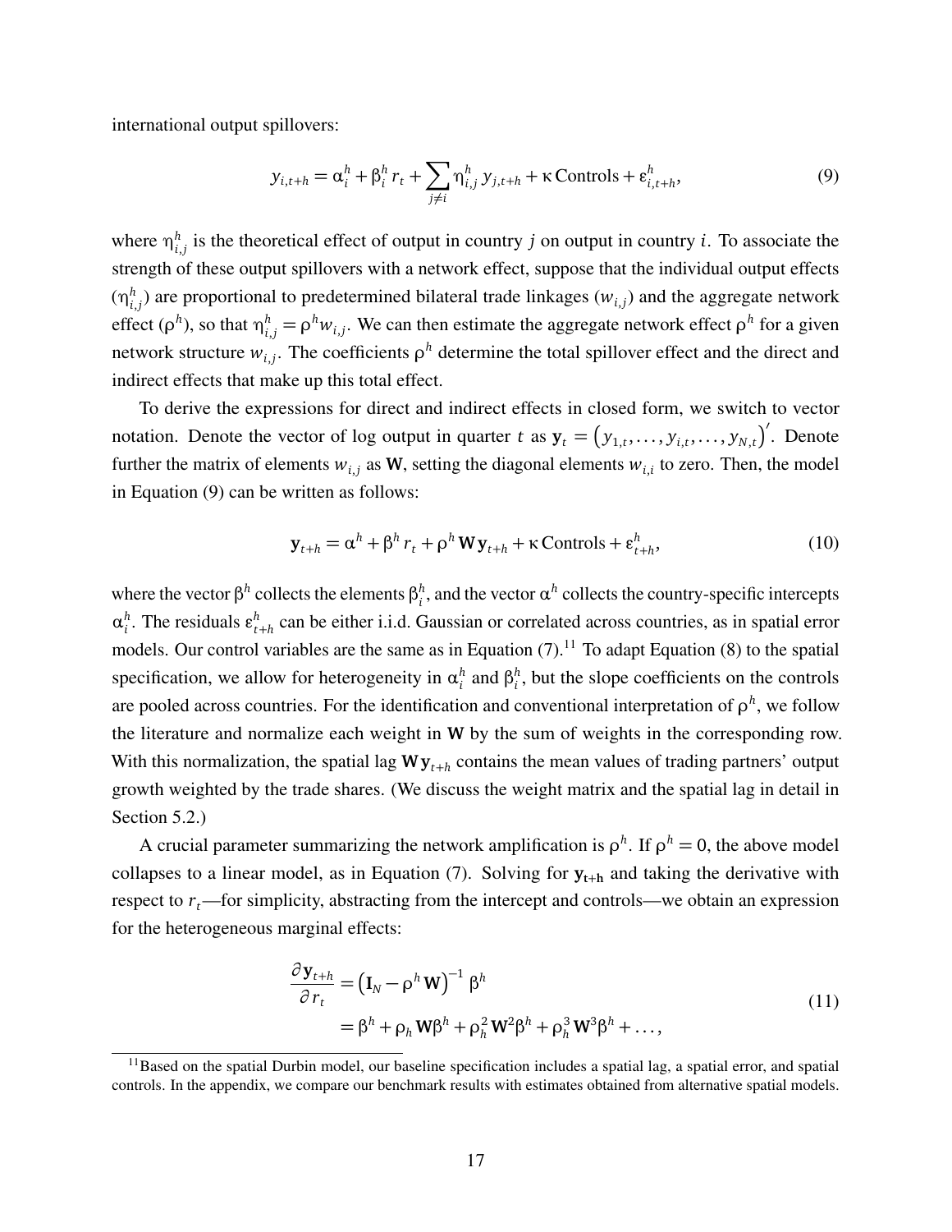international output spillovers:

$$y_{i,t+h} = \alpha_i^h + \beta_i^h r_t + \sum_{j \neq i} \eta_{i,j}^h y_{j,t+h} + \kappa \,\text{Controls} + \varepsilon_{i,t+h}^h, \tag{9}$$

where $\eta_{i,j}^h$ is the theoretical effect of output in country $j$ on output in country $i$. To associate the strength of these output spillovers with a network effect, suppose that the individual output effects ($\eta_{i,j}^h$) are proportional to predetermined bilateral trade linkages ($w_{i,j}$) and the aggregate network effect ($\rho^h$), so that $\eta_{i,j}^h = \rho^h w_{i,j}$. We can then estimate the aggregate network effect $\rho^h$ for a given network structure $w_{i,j}$. The coefficients $\rho^h$ determine the total spillover effect and the direct and indirect effects that make up this total effect.

To derive the expressions for direct and indirect effects in closed form, we switch to vector notation. Denote the vector of log output in quarter $t$ as $\mathbf{y}_t = \left(y_{1,t}, \ldots, y_{i,t}, \ldots, y_{N,t}\right)'$. Denote further the matrix of elements $w_{i,j}$ as $\mathbf{W}$, setting the diagonal elements $w_{i,i}$ to zero. Then, the model in Equation (9) can be written as follows:

$$\mathbf{y}_{t+h} = \alpha^h + \beta^h r_t + \rho^h \mathbf{W} \mathbf{y}_{t+h} + \kappa \,\text{Controls} + \varepsilon_{t+h}^h, \tag{10}$$

where the vector $\beta^h$ collects the elements $\beta_i^h$, and the vector $\alpha^h$ collects the country-specific intercepts $\alpha_i^h$. The residuals $\varepsilon_{t+h}^h$ can be either i.i.d. Gaussian or correlated across countries, as in spatial error models. Our control variables are the same as in Equation (7).[11] To adapt Equation (8) to the spatial specification, we allow for heterogeneity in $\alpha_i^h$ and $\beta_i^h$, but the slope coefficients on the controls are pooled across countries. For the identification and conventional interpretation of $\rho^h$, we follow the literature and normalize each weight in $\mathbf{W}$ by the sum of weights in the corresponding row. With this normalization, the spatial lag $\mathbf{W}\mathbf{y}_{t+h}$ contains the mean values of trading partners' output growth weighted by the trade shares. (We discuss the weight matrix and the spatial lag in detail in Section 5.2.)

A crucial parameter summarizing the network amplification is $\rho^h$. If $\rho^h = 0$, the above model collapses to a linear model, as in Equation (7). Solving for $\mathbf{y}_{t+h}$ and taking the derivative with respect to $r_t$—for simplicity, abstracting from the intercept and controls—we obtain an expression for the heterogeneous marginal effects:

$$\begin{aligned}
\frac{\partial \mathbf{y}_{t+h}}{\partial r_t} &= \left(\mathbf{I}_N - \rho^h \mathbf{W}\right)^{-1} \beta^h \\
&= \beta^h + \rho_h \mathbf{W}\beta^h + \rho_h^2 \mathbf{W}^2 \beta^h + \rho_h^3 \mathbf{W}^3 \beta^h + \ldots,
\end{aligned} \tag{11}$$

[11] Based on the spatial Durbin model, our baseline specification includes a spatial lag, a spatial error, and spatial controls. In the appendix, we compare our benchmark results with estimates obtained from alternative spatial models.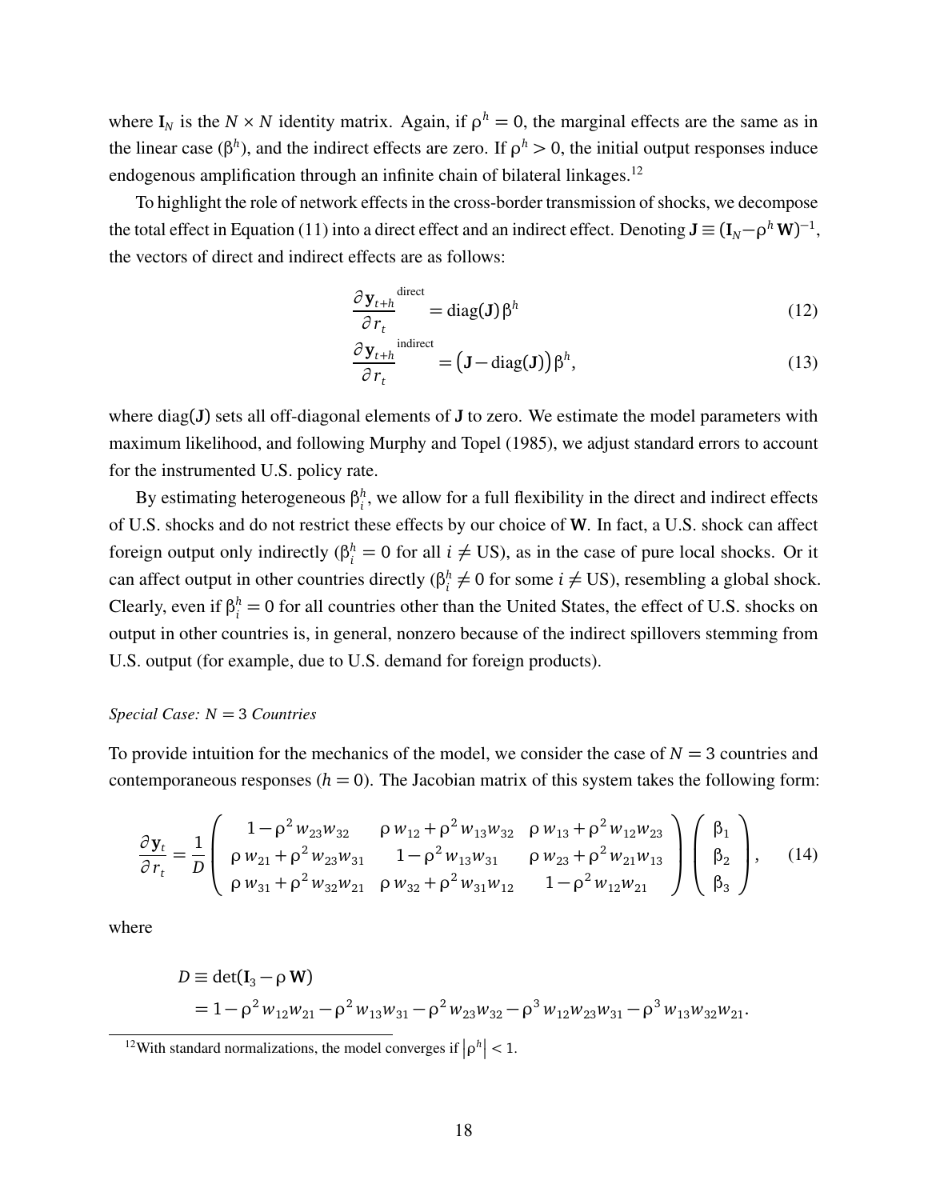where $\mathbf{I}_N$ is the $N \times N$ identity matrix. Again, if $\rho^h = 0$, the marginal effects are the same as in the linear case ($\beta^h$), and the indirect effects are zero. If $\rho^h > 0$, the initial output responses induce endogenous amplification through an infinite chain of bilateral linkages.[12]

To highlight the role of network effects in the cross-border transmission of shocks, we decompose the total effect in Equation (11) into a direct effect and an indirect effect. Denoting $\mathbf{J} \equiv (\mathbf{I}_N - \rho^h \mathbf{W})^{-1}$, the vectors of direct and indirect effects are as follows:

$$\frac{\partial \mathbf{y}_{t+h}}{\partial r_t}^{\text{direct}} = \text{diag}(\mathbf{J})\,\beta^h \tag{12}$$

$$\frac{\partial \mathbf{y}_{t+h}}{\partial r_t}^{\text{indirect}} = \left(\mathbf{J} - \text{diag}(\mathbf{J})\right)\beta^h, \tag{13}$$

where $\text{diag}(\mathbf{J})$ sets all off-diagonal elements of $\mathbf{J}$ to zero. We estimate the model parameters with maximum likelihood, and following Murphy and Topel (1985), we adjust standard errors to account for the instrumented U.S. policy rate.

By estimating heterogeneous $\beta_i^h$, we allow for a full flexibility in the direct and indirect effects of U.S. shocks and do not restrict these effects by our choice of $\mathbf{W}$. In fact, a U.S. shock can affect foreign output only indirectly ($\beta_i^h = 0$ for all $i \neq$ US), as in the case of pure local shocks. Or it can affect output in other countries directly ($\beta_i^h \neq 0$ for some $i \neq$ US), resembling a global shock. Clearly, even if $\beta_i^h = 0$ for all countries other than the United States, the effect of U.S. shocks on output in other countries is, in general, nonzero because of the indirect spillovers stemming from U.S. output (for example, due to U.S. demand for foreign products).

*Special Case: $N = 3$ Countries*

To provide intuition for the mechanics of the model, we consider the case of $N = 3$ countries and contemporaneous responses ($h = 0$). The Jacobian matrix of this system takes the following form:

$$\frac{\partial \mathbf{y}_t}{\partial r_t} = \frac{1}{D} \begin{pmatrix} 1 - \rho^2 w_{23} w_{32} & \rho\, w_{12} + \rho^2 w_{13} w_{32} & \rho\, w_{13} + \rho^2 w_{12} w_{23} \\ \rho\, w_{21} + \rho^2 w_{23} w_{31} & 1 - \rho^2 w_{13} w_{31} & \rho\, w_{23} + \rho^2 w_{21} w_{13} \\ \rho\, w_{31} + \rho^2 w_{32} w_{21} & \rho\, w_{32} + \rho^2 w_{31} w_{12} & 1 - \rho^2 w_{12} w_{21} \end{pmatrix} \begin{pmatrix} \beta_1 \\ \beta_2 \\ \beta_3 \end{pmatrix}, \tag{14}$$

where

$$\begin{aligned} D &\equiv \det(\mathbf{I}_3 - \rho\, \mathbf{W}) \\ &= 1 - \rho^2 w_{12} w_{21} - \rho^2 w_{13} w_{31} - \rho^2 w_{23} w_{32} - \rho^3 w_{12} w_{23} w_{31} - \rho^3 w_{13} w_{32} w_{21}. \end{aligned}$$

[12] With standard normalizations, the model converges if $|\rho^h| < 1$.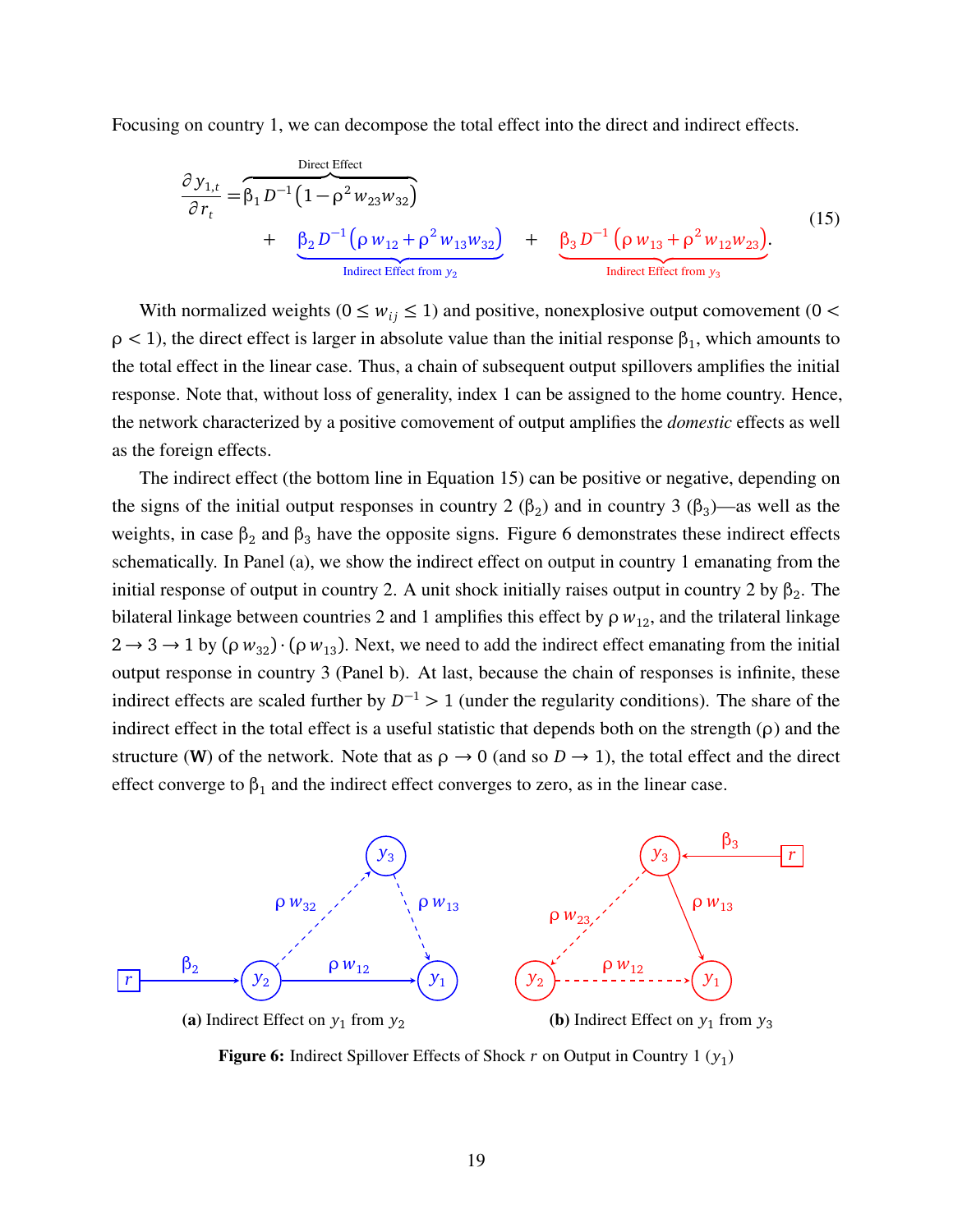Focusing on country 1, we can decompose the total effect into the direct and indirect effects.

$$\frac{\partial y_{1,t}}{\partial r_t} = \overbrace{\beta_1 D^{-1}\left(1-\rho^2 w_{23}w_{32}\right)}^{\text{Direct Effect}} + \underbrace{\beta_2 D^{-1}\left(\rho\, w_{12}+\rho^2 w_{13}w_{32}\right)}_{\text{Indirect Effect from } y_2} + \underbrace{\beta_3 D^{-1}\left(\rho\, w_{13}+\rho^2 w_{12}w_{23}\right)}_{\text{Indirect Effect from } y_3}. \tag{15}$$

With normalized weights ($0 \leq w_{ij} \leq 1$) and positive, nonexplosive output comovement ($0 < \rho < 1$), the direct effect is larger in absolute value than the initial response $\beta_1$, which amounts to the total effect in the linear case. Thus, a chain of subsequent output spillovers amplifies the initial response. Note that, without loss of generality, index 1 can be assigned to the home country. Hence, the network characterized by a positive comovement of output amplifies the *domestic* effects as well as the foreign effects.

The indirect effect (the bottom line in Equation 15) can be positive or negative, depending on the signs of the initial output responses in country 2 ($\beta_2$) and in country 3 ($\beta_3$)—as well as the weights, in case $\beta_2$ and $\beta_3$ have the opposite signs. Figure 6 demonstrates these indirect effects schematically. In Panel (a), we show the indirect effect on output in country 1 emanating from the initial response of output in country 2. A unit shock initially raises output in country 2 by $\beta_2$. The bilateral linkage between countries 2 and 1 amplifies this effect by $\rho\, w_{12}$, and the trilateral linkage $2 \to 3 \to 1$ by $(\rho\, w_{32}) \cdot (\rho\, w_{13})$. Next, we need to add the indirect effect emanating from the initial output response in country 3 (Panel b). At last, because the chain of responses is infinite, these indirect effects are scaled further by $D^{-1} > 1$ (under the regularity conditions). The share of the indirect effect in the total effect is a useful statistic that depends both on the strength ($\rho$) and the structure ($\mathbf{W}$) of the network. Note that as $\rho \to 0$ (and so $D \to 1$), the total effect and the direct effect converge to $\beta_1$ and the indirect effect converges to zero, as in the linear case.

**(a)** Indirect Effect on $y_1$ from $y_2$

**(b)** Indirect Effect on $y_1$ from $y_3$

**Figure 6:** Indirect Spillover Effects of Shock $r$ on Output in Country 1 ($y_1$)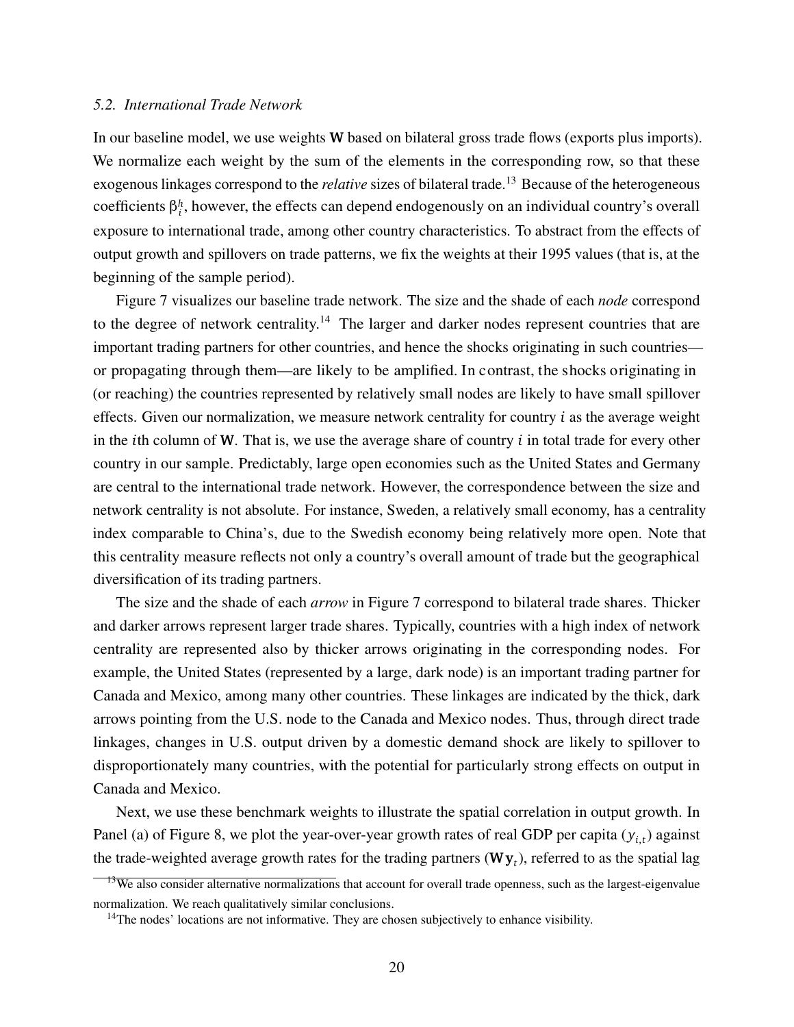### 5.2. International Trade Network

In our baseline model, we use weights $\mathbf{W}$ based on bilateral gross trade flows (exports plus imports). We normalize each weight by the sum of the elements in the corresponding row, so that these exogenous linkages correspond to the *relative* sizes of bilateral trade.[13] Because of the heterogeneous coefficients $\beta_i^h$, however, the effects can depend endogenously on an individual country's overall exposure to international trade, among other country characteristics. To abstract from the effects of output growth and spillovers on trade patterns, we fix the weights at their 1995 values (that is, at the beginning of the sample period).

Figure 7 visualizes our baseline trade network. The size and the shade of each *node* correspond to the degree of network centrality.[14] The larger and darker nodes represent countries that are important trading partners for other countries, and hence the shocks originating in such countries—or propagating through them—are likely to be amplified. In contrast, the shocks originating in (or reaching) the countries represented by relatively small nodes are likely to have small spillover effects. Given our normalization, we measure network centrality for country $i$ as the average weight in the $i$th column of $\mathbf{W}$. That is, we use the average share of country $i$ in total trade for every other country in our sample. Predictably, large open economies such as the United States and Germany are central to the international trade network. However, the correspondence between the size and network centrality is not absolute. For instance, Sweden, a relatively small economy, has a centrality index comparable to China's, due to the Swedish economy being relatively more open. Note that this centrality measure reflects not only a country's overall amount of trade but the geographical diversification of its trading partners.

The size and the shade of each *arrow* in Figure 7 correspond to bilateral trade shares. Thicker and darker arrows represent larger trade shares. Typically, countries with a high index of network centrality are represented also by thicker arrows originating in the corresponding nodes. For example, the United States (represented by a large, dark node) is an important trading partner for Canada and Mexico, among many other countries. These linkages are indicated by the thick, dark arrows pointing from the U.S. node to the Canada and Mexico nodes. Thus, through direct trade linkages, changes in U.S. output driven by a domestic demand shock are likely to spillover to disproportionately many countries, with the potential for particularly strong effects on output in Canada and Mexico.

Next, we use these benchmark weights to illustrate the spatial correlation in output growth. In Panel (a) of Figure 8, we plot the year-over-year growth rates of real GDP per capita ($y_{i,t}$) against the trade-weighted average growth rates for the trading partners ($\mathbf{W}\mathbf{y}_t$), referred to as the spatial lag

[13] We also consider alternative normalizations that account for overall trade openness, such as the largest-eigenvalue normalization. We reach qualitatively similar conclusions.

[14] The nodes' locations are not informative. They are chosen subjectively to enhance visibility.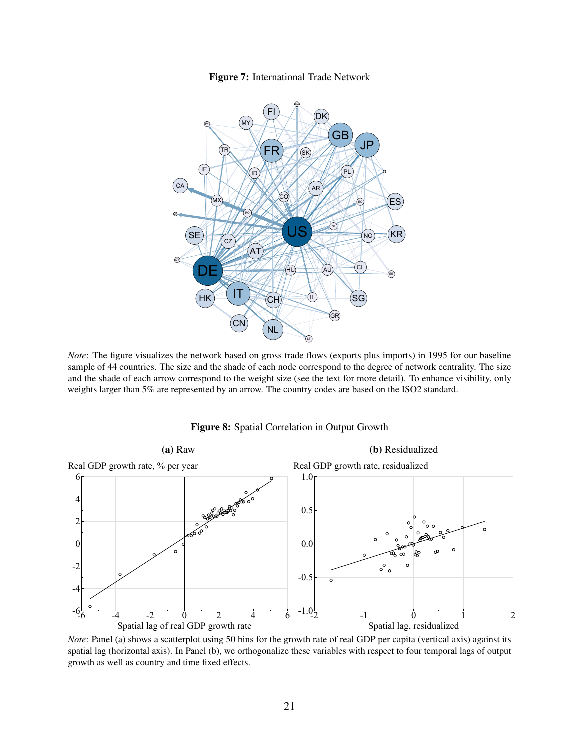**Figure 7:** International Trade Network

*Note*: The figure visualizes the network based on gross trade flows (exports plus imports) in 1995 for our baseline sample of 44 countries. The size and the shade of each node correspond to the degree of network centrality. The size and the shade of each arrow correspond to the weight size (see the text for more detail). To enhance visibility, only weights larger than 5% are represented by an arrow. The country codes are based on the ISO2 standard.

**Figure 8:** Spatial Correlation in Output Growth

*Note*: Panel (a) shows a scatterplot using 50 bins for the growth rate of real GDP per capita (vertical axis) against its spatial lag (horizontal axis). In Panel (b), we orthogonalize these variables with respect to four temporal lags of output growth as well as country and time fixed effects.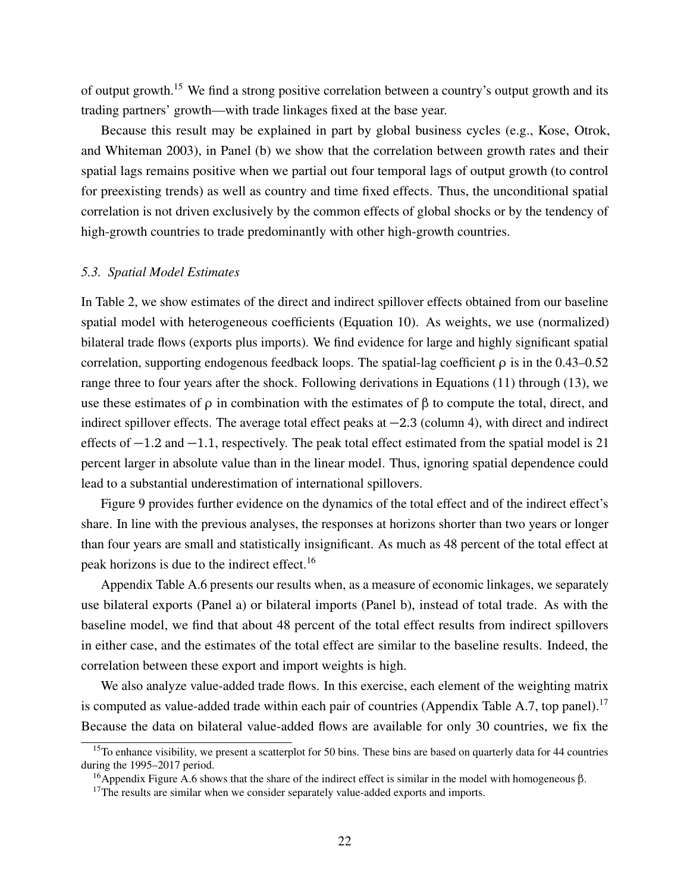of output growth.[15] We find a strong positive correlation between a country's output growth and its trading partners' growth—with trade linkages fixed at the base year.

Because this result may be explained in part by global business cycles (e.g., Kose, Otrok, and Whiteman 2003), in Panel (b) we show that the correlation between growth rates and their spatial lags remains positive when we partial out four temporal lags of output growth (to control for preexisting trends) as well as country and time fixed effects. Thus, the unconditional spatial correlation is not driven exclusively by the common effects of global shocks or by the tendency of high-growth countries to trade predominantly with other high-growth countries.

### *5.3. Spatial Model Estimates*

In Table 2, we show estimates of the direct and indirect spillover effects obtained from our baseline spatial model with heterogeneous coefficients (Equation 10). As weights, we use (normalized) bilateral trade flows (exports plus imports). We find evidence for large and highly significant spatial correlation, supporting endogenous feedback loops. The spatial-lag coefficient $\rho$ is in the 0.43–0.52 range three to four years after the shock. Following derivations in Equations (11) through (13), we use these estimates of $\rho$ in combination with the estimates of $\beta$ to compute the total, direct, and indirect spillover effects. The average total effect peaks at $-2.3$ (column 4), with direct and indirect effects of $-1.2$ and $-1.1$, respectively. The peak total effect estimated from the spatial model is 21 percent larger in absolute value than in the linear model. Thus, ignoring spatial dependence could lead to a substantial underestimation of international spillovers.

Figure 9 provides further evidence on the dynamics of the total effect and of the indirect effect's share. In line with the previous analyses, the responses at horizons shorter than two years or longer than four years are small and statistically insignificant. As much as 48 percent of the total effect at peak horizons is due to the indirect effect.[16]

Appendix Table A.6 presents our results when, as a measure of economic linkages, we separately use bilateral exports (Panel a) or bilateral imports (Panel b), instead of total trade. As with the baseline model, we find that about 48 percent of the total effect results from indirect spillovers in either case, and the estimates of the total effect are similar to the baseline results. Indeed, the correlation between these export and import weights is high.

We also analyze value-added trade flows. In this exercise, each element of the weighting matrix is computed as value-added trade within each pair of countries (Appendix Table A.7, top panel).[17] Because the data on bilateral value-added flows are available for only 30 countries, we fix the

---

[15] To enhance visibility, we present a scatterplot for 50 bins. These bins are based on quarterly data for 44 countries during the 1995–2017 period.

[16] Appendix Figure A.6 shows that the share of the indirect effect is similar in the model with homogeneous $\beta$.

[17] The results are similar when we consider separately value-added exports and imports.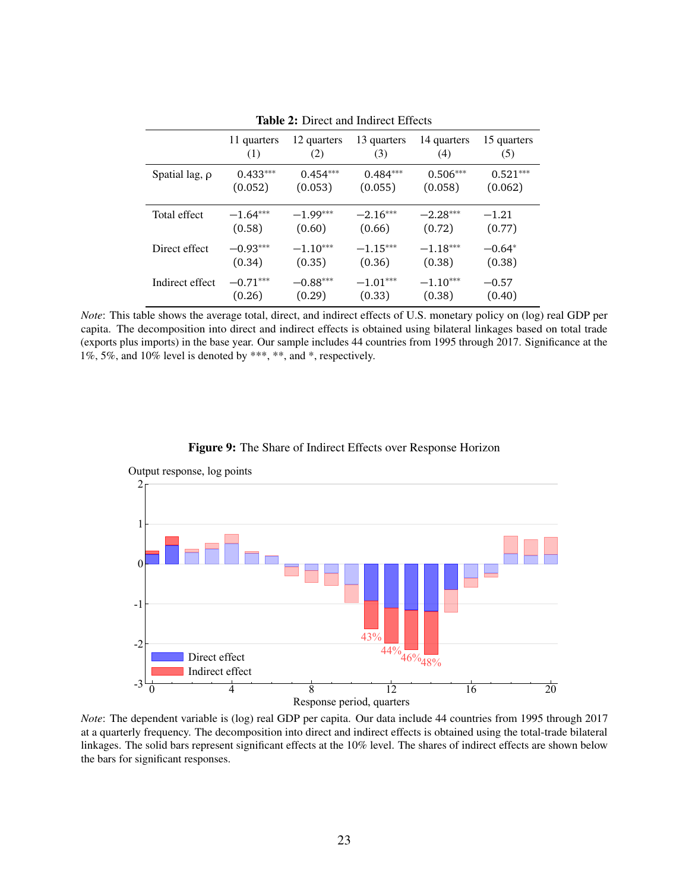**Table 2:** Direct and Indirect Effects

| | 11 quarters (1) | 12 quarters (2) | 13 quarters (3) | 14 quarters (4) | 15 quarters (5) |
|---|---|---|---|---|---|
| Spatial lag, ρ | 0.433*** | 0.454*** | 0.484*** | 0.506*** | 0.521*** |
| | (0.052) | (0.053) | (0.055) | (0.058) | (0.062) |
| Total effect | −1.64*** | −1.99*** | −2.16*** | −2.28*** | −1.21 |
| | (0.58) | (0.60) | (0.66) | (0.72) | (0.77) |
| Direct effect | −0.93*** | −1.10*** | −1.15*** | −1.18*** | −0.64* |
| | (0.34) | (0.35) | (0.36) | (0.38) | (0.38) |
| Indirect effect | −0.71*** | −0.88*** | −1.01*** | −1.10*** | −0.57 |
| | (0.26) | (0.29) | (0.33) | (0.38) | (0.40) |

*Note*: This table shows the average total, direct, and indirect effects of U.S. monetary policy on (log) real GDP per capita. The decomposition into direct and indirect effects is obtained using bilateral linkages based on total trade (exports plus imports) in the base year. Our sample includes 44 countries from 1995 through 2017. Significance at the 1%, 5%, and 10% level is denoted by ***, **, and *, respectively.

**Figure 9:** The Share of Indirect Effects over Response Horizon

*Note*: The dependent variable is (log) real GDP per capita. Our data include 44 countries from 1995 through 2017 at a quarterly frequency. The decomposition into direct and indirect effects is obtained using the total-trade bilateral linkages. The solid bars represent significant effects at the 10% level. The shares of indirect effects are shown below the bars for significant responses.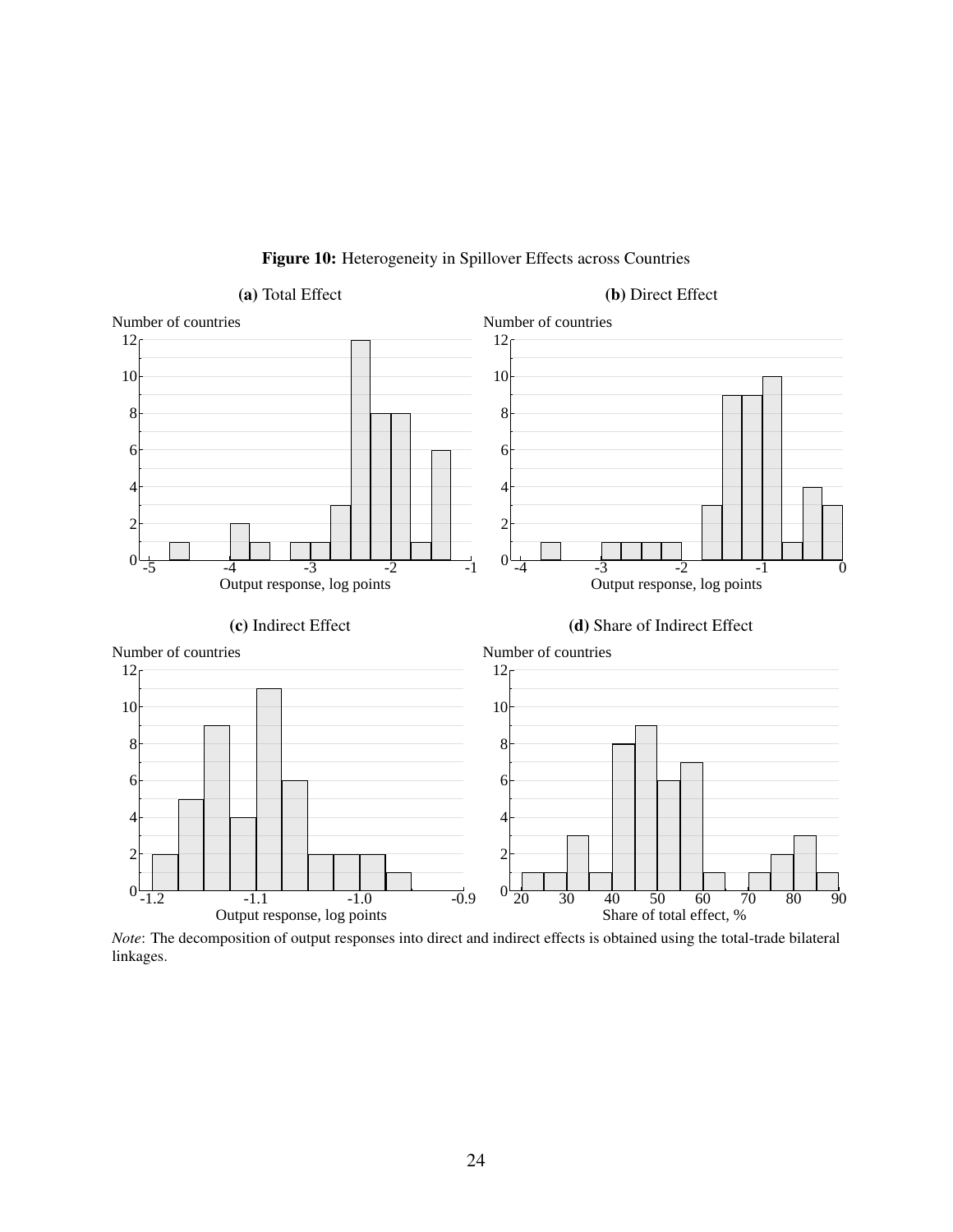**Figure 10:** Heterogeneity in Spillover Effects across Countries

*Note*: The decomposition of output responses into direct and indirect effects is obtained using the total-trade bilateral linkages.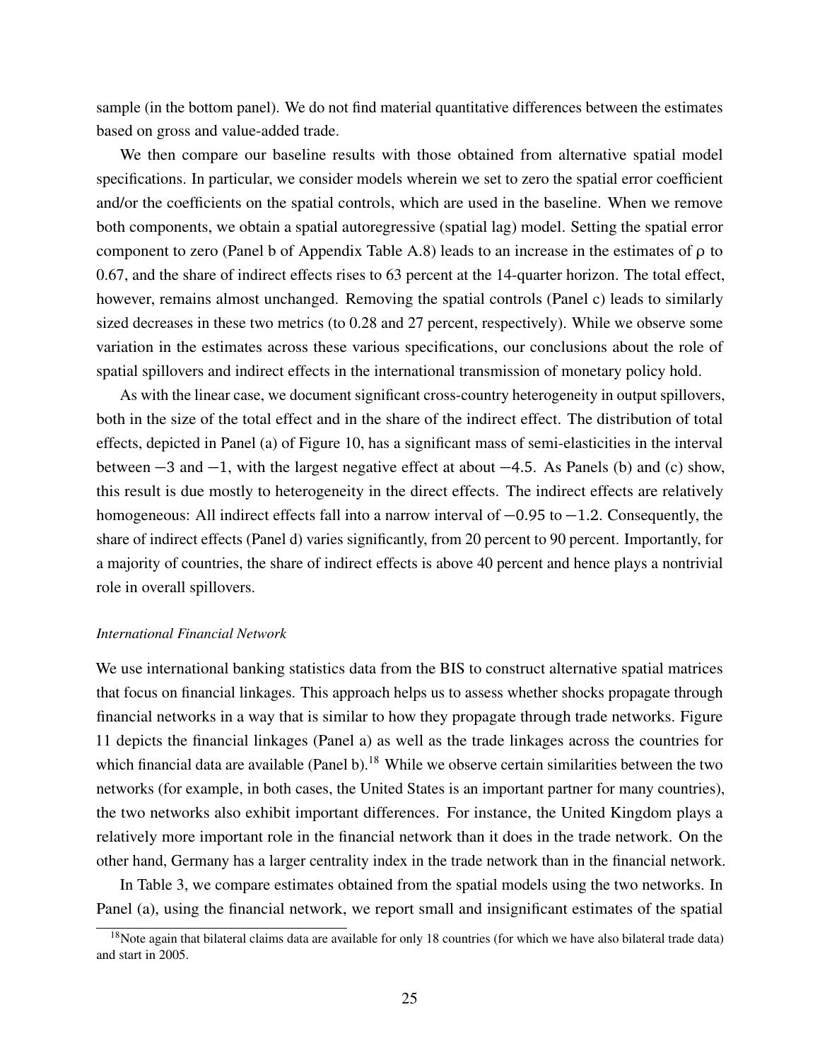sample (in the bottom panel). We do not find material quantitative differences between the estimates based on gross and value-added trade.

We then compare our baseline results with those obtained from alternative spatial model specifications. In particular, we consider models wherein we set to zero the spatial error coefficient and/or the coefficients on the spatial controls, which are used in the baseline. When we remove both components, we obtain a spatial autoregressive (spatial lag) model. Setting the spatial error component to zero (Panel b of Appendix Table A.8) leads to an increase in the estimates of $\rho$ to 0.67, and the share of indirect effects rises to 63 percent at the 14-quarter horizon. The total effect, however, remains almost unchanged. Removing the spatial controls (Panel c) leads to similarly sized decreases in these two metrics (to 0.28 and 27 percent, respectively). While we observe some variation in the estimates across these various specifications, our conclusions about the role of spatial spillovers and indirect effects in the international transmission of monetary policy hold.

As with the linear case, we document significant cross-country heterogeneity in output spillovers, both in the size of the total effect and in the share of the indirect effect. The distribution of total effects, depicted in Panel (a) of Figure 10, has a significant mass of semi-elasticities in the interval between $-3$ and $-1$, with the largest negative effect at about $-4.5$. As Panels (b) and (c) show, this result is due mostly to heterogeneity in the direct effects. The indirect effects are relatively homogeneous: All indirect effects fall into a narrow interval of $-0.95$ to $-1.2$. Consequently, the share of indirect effects (Panel d) varies significantly, from 20 percent to 90 percent. Importantly, for a majority of countries, the share of indirect effects is above 40 percent and hence plays a nontrivial role in overall spillovers.

*International Financial Network*

We use international banking statistics data from the BIS to construct alternative spatial matrices that focus on financial linkages. This approach helps us to assess whether shocks propagate through financial networks in a way that is similar to how they propagate through trade networks. Figure 11 depicts the financial linkages (Panel a) as well as the trade linkages across the countries for which financial data are available (Panel b).[18] While we observe certain similarities between the two networks (for example, in both cases, the United States is an important partner for many countries), the two networks also exhibit important differences. For instance, the United Kingdom plays a relatively more important role in the financial network than it does in the trade network. On the other hand, Germany has a larger centrality index in the trade network than in the financial network.

In Table 3, we compare estimates obtained from the spatial models using the two networks. In Panel (a), using the financial network, we report small and insignificant estimates of the spatial

[18] Note again that bilateral claims data are available for only 18 countries (for which we have also bilateral trade data) and start in 2005.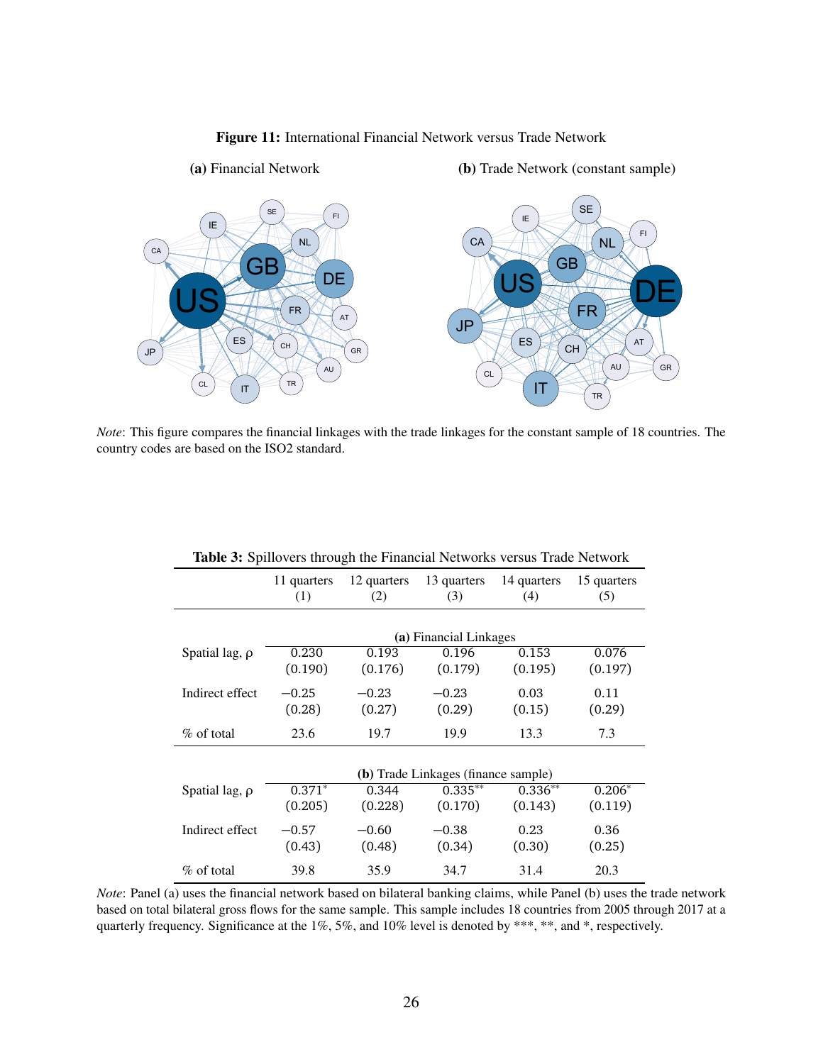**Figure 11:** International Financial Network versus Trade Network

**(a)** Financial Network **(b)** Trade Network (constant sample)

*Note*: This figure compares the financial linkages with the trade linkages for the constant sample of 18 countries. The country codes are based on the ISO2 standard.

**Table 3:** Spillovers through the Financial Networks versus Trade Network

| | 11 quarters (1) | 12 quarters (2) | 13 quarters (3) | 14 quarters (4) | 15 quarters (5) |
|---|---|---|---|---|---|
| | **(a)** Financial Linkages | | | | |
| Spatial lag, ρ | 0.230 | 0.193 | 0.196 | 0.153 | 0.076 |
| | (0.190) | (0.176) | (0.179) | (0.195) | (0.197) |
| Indirect effect | −0.25 | −0.23 | −0.23 | 0.03 | 0.11 |
| | (0.28) | (0.27) | (0.29) | (0.15) | (0.29) |
| % of total | 23.6 | 19.7 | 19.9 | 13.3 | 7.3 |
| | **(b)** Trade Linkages (finance sample) | | | | |
| Spatial lag, ρ | 0.371* | 0.344 | 0.335** | 0.336** | 0.206* |
| | (0.205) | (0.228) | (0.170) | (0.143) | (0.119) |
| Indirect effect | −0.57 | −0.60 | −0.38 | 0.23 | 0.36 |
| | (0.43) | (0.48) | (0.34) | (0.30) | (0.25) |
| % of total | 39.8 | 35.9 | 34.7 | 31.4 | 20.3 |

*Note*: Panel (a) uses the financial network based on bilateral banking claims, while Panel (b) uses the trade network based on total bilateral gross flows for the same sample. This sample includes 18 countries from 2005 through 2017 at a quarterly frequency. Significance at the 1%, 5%, and 10% level is denoted by ***, **, and *, respectively.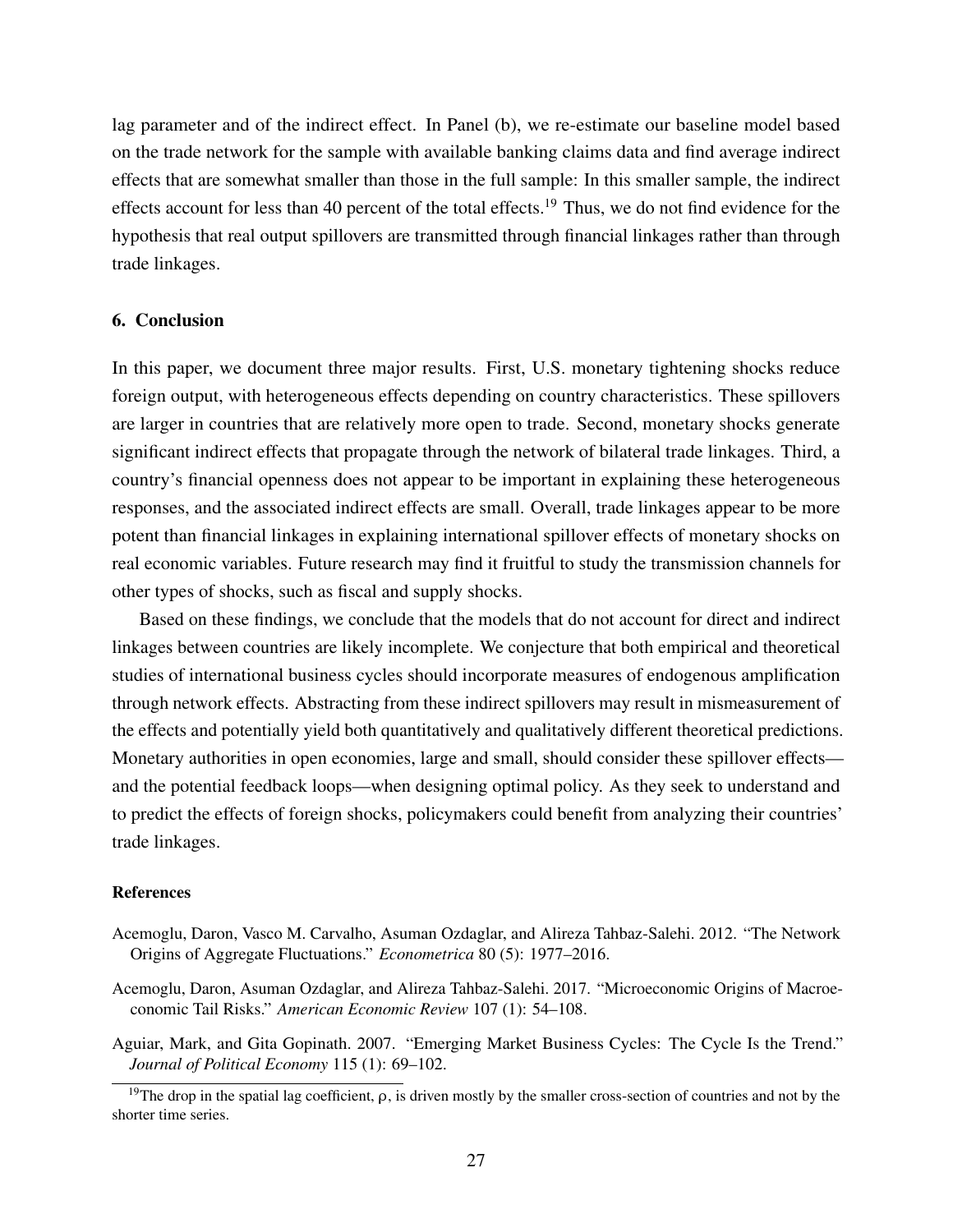lag parameter and of the indirect effect. In Panel (b), we re-estimate our baseline model based on the trade network for the sample with available banking claims data and find average indirect effects that are somewhat smaller than those in the full sample: In this smaller sample, the indirect effects account for less than 40 percent of the total effects.[19] Thus, we do not find evidence for the hypothesis that real output spillovers are transmitted through financial linkages rather than through trade linkages.

## 6. Conclusion

In this paper, we document three major results. First, U.S. monetary tightening shocks reduce foreign output, with heterogeneous effects depending on country characteristics. These spillovers are larger in countries that are relatively more open to trade. Second, monetary shocks generate significant indirect effects that propagate through the network of bilateral trade linkages. Third, a country's financial openness does not appear to be important in explaining these heterogeneous responses, and the associated indirect effects are small. Overall, trade linkages appear to be more potent than financial linkages in explaining international spillover effects of monetary shocks on real economic variables. Future research may find it fruitful to study the transmission channels for other types of shocks, such as fiscal and supply shocks.

Based on these findings, we conclude that the models that do not account for direct and indirect linkages between countries are likely incomplete. We conjecture that both empirical and theoretical studies of international business cycles should incorporate measures of endogenous amplification through network effects. Abstracting from these indirect spillovers may result in mismeasurement of the effects and potentially yield both quantitatively and qualitatively different theoretical predictions. Monetary authorities in open economies, large and small, should consider these spillover effects—and the potential feedback loops—when designing optimal policy. As they seek to understand and to predict the effects of foreign shocks, policymakers could benefit from analyzing their countries' trade linkages.

### References

Acemoglu, Daron, Vasco M. Carvalho, Asuman Ozdaglar, and Alireza Tahbaz-Salehi. 2012. "The Network Origins of Aggregate Fluctuations." *Econometrica* 80 (5): 1977–2016.

Acemoglu, Daron, Asuman Ozdaglar, and Alireza Tahbaz-Salehi. 2017. "Microeconomic Origins of Macroeconomic Tail Risks." *American Economic Review* 107 (1): 54–108.

Aguiar, Mark, and Gita Gopinath. 2007. "Emerging Market Business Cycles: The Cycle Is the Trend." *Journal of Political Economy* 115 (1): 69–102.

[19] The drop in the spatial lag coefficient, $\rho$, is driven mostly by the smaller cross-section of countries and not by the shorter time series.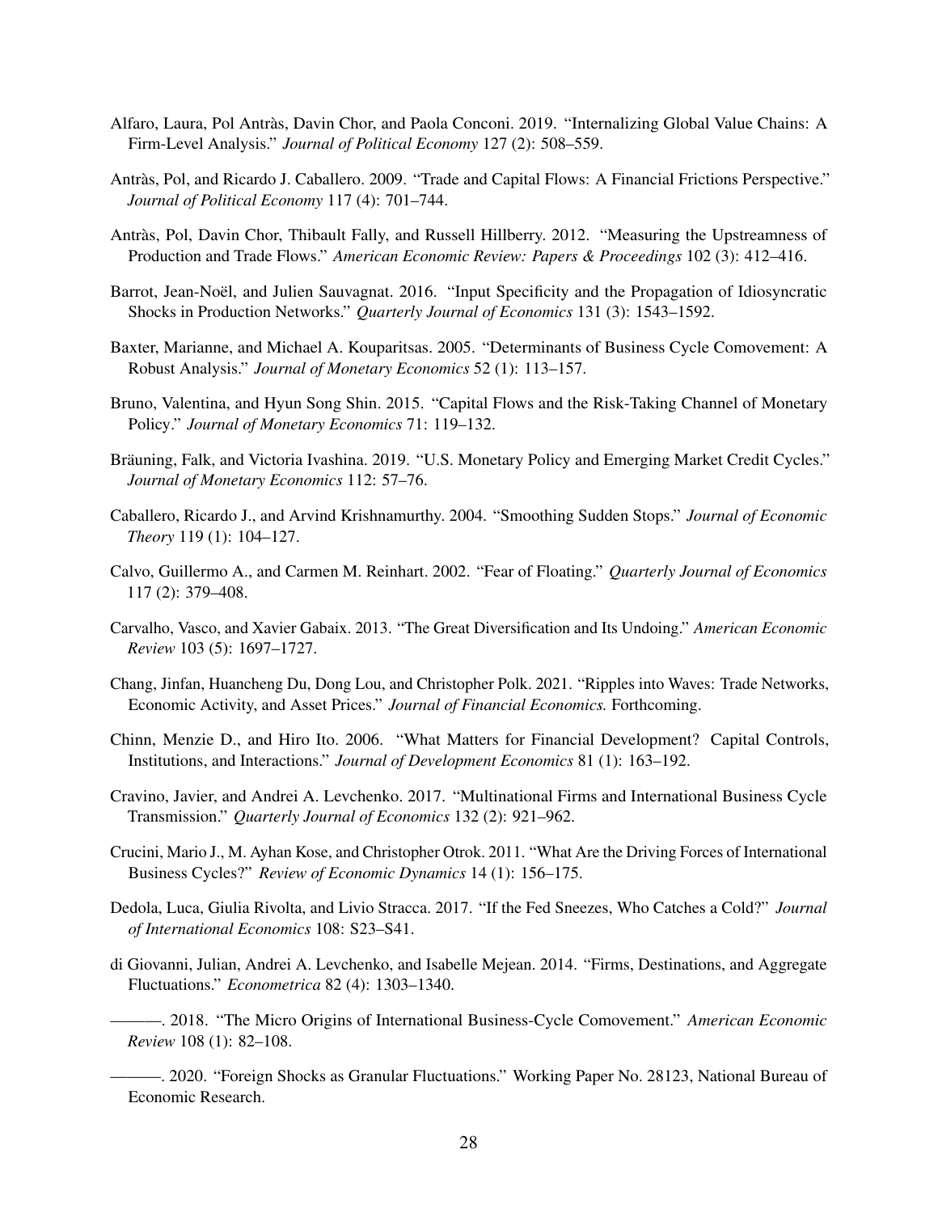Alfaro, Laura, Pol Antràs, Davin Chor, and Paola Conconi. 2019. "Internalizing Global Value Chains: A Firm-Level Analysis." *Journal of Political Economy* 127 (2): 508–559.

Antràs, Pol, and Ricardo J. Caballero. 2009. "Trade and Capital Flows: A Financial Frictions Perspective." *Journal of Political Economy* 117 (4): 701–744.

Antràs, Pol, Davin Chor, Thibault Fally, and Russell Hillberry. 2012. "Measuring the Upstreamness of Production and Trade Flows." *American Economic Review: Papers & Proceedings* 102 (3): 412–416.

Barrot, Jean-Noël, and Julien Sauvagnat. 2016. "Input Specificity and the Propagation of Idiosyncratic Shocks in Production Networks." *Quarterly Journal of Economics* 131 (3): 1543–1592.

Baxter, Marianne, and Michael A. Kouparitsas. 2005. "Determinants of Business Cycle Comovement: A Robust Analysis." *Journal of Monetary Economics* 52 (1): 113–157.

Bruno, Valentina, and Hyun Song Shin. 2015. "Capital Flows and the Risk-Taking Channel of Monetary Policy." *Journal of Monetary Economics* 71: 119–132.

Bräuning, Falk, and Victoria Ivashina. 2019. "U.S. Monetary Policy and Emerging Market Credit Cycles." *Journal of Monetary Economics* 112: 57–76.

Caballero, Ricardo J., and Arvind Krishnamurthy. 2004. "Smoothing Sudden Stops." *Journal of Economic Theory* 119 (1): 104–127.

Calvo, Guillermo A., and Carmen M. Reinhart. 2002. "Fear of Floating." *Quarterly Journal of Economics* 117 (2): 379–408.

Carvalho, Vasco, and Xavier Gabaix. 2013. "The Great Diversification and Its Undoing." *American Economic Review* 103 (5): 1697–1727.

Chang, Jinfan, Huancheng Du, Dong Lou, and Christopher Polk. 2021. "Ripples into Waves: Trade Networks, Economic Activity, and Asset Prices." *Journal of Financial Economics.* Forthcoming.

Chinn, Menzie D., and Hiro Ito. 2006. "What Matters for Financial Development? Capital Controls, Institutions, and Interactions." *Journal of Development Economics* 81 (1): 163–192.

Cravino, Javier, and Andrei A. Levchenko. 2017. "Multinational Firms and International Business Cycle Transmission." *Quarterly Journal of Economics* 132 (2): 921–962.

Crucini, Mario J., M. Ayhan Kose, and Christopher Otrok. 2011. "What Are the Driving Forces of International Business Cycles?" *Review of Economic Dynamics* 14 (1): 156–175.

Dedola, Luca, Giulia Rivolta, and Livio Stracca. 2017. "If the Fed Sneezes, Who Catches a Cold?" *Journal of International Economics* 108: S23–S41.

di Giovanni, Julian, Andrei A. Levchenko, and Isabelle Mejean. 2014. "Firms, Destinations, and Aggregate Fluctuations." *Econometrica* 82 (4): 1303–1340.

———. 2018. "The Micro Origins of International Business-Cycle Comovement." *American Economic Review* 108 (1): 82–108.

———. 2020. "Foreign Shocks as Granular Fluctuations." Working Paper No. 28123, National Bureau of Economic Research.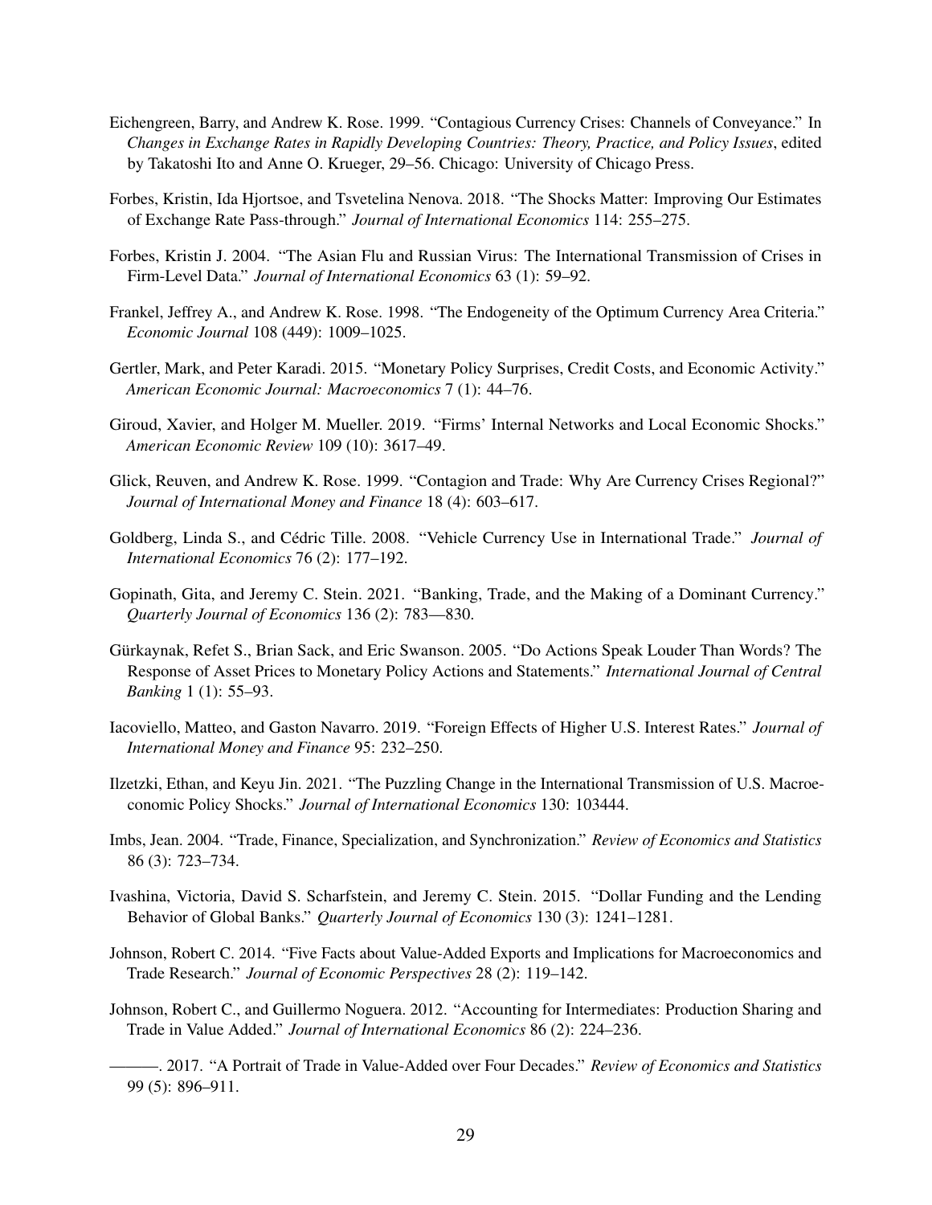Eichengreen, Barry, and Andrew K. Rose. 1999. "Contagious Currency Crises: Channels of Conveyance." In *Changes in Exchange Rates in Rapidly Developing Countries: Theory, Practice, and Policy Issues*, edited by Takatoshi Ito and Anne O. Krueger, 29–56. Chicago: University of Chicago Press.

Forbes, Kristin, Ida Hjortsoe, and Tsvetelina Nenova. 2018. "The Shocks Matter: Improving Our Estimates of Exchange Rate Pass-through." *Journal of International Economics* 114: 255–275.

Forbes, Kristin J. 2004. "The Asian Flu and Russian Virus: The International Transmission of Crises in Firm-Level Data." *Journal of International Economics* 63 (1): 59–92.

Frankel, Jeffrey A., and Andrew K. Rose. 1998. "The Endogeneity of the Optimum Currency Area Criteria." *Economic Journal* 108 (449): 1009–1025.

Gertler, Mark, and Peter Karadi. 2015. "Monetary Policy Surprises, Credit Costs, and Economic Activity." *American Economic Journal: Macroeconomics* 7 (1): 44–76.

Giroud, Xavier, and Holger M. Mueller. 2019. "Firms' Internal Networks and Local Economic Shocks." *American Economic Review* 109 (10): 3617–49.

Glick, Reuven, and Andrew K. Rose. 1999. "Contagion and Trade: Why Are Currency Crises Regional?" *Journal of International Money and Finance* 18 (4): 603–617.

Goldberg, Linda S., and Cédric Tille. 2008. "Vehicle Currency Use in International Trade." *Journal of International Economics* 76 (2): 177–192.

Gopinath, Gita, and Jeremy C. Stein. 2021. "Banking, Trade, and the Making of a Dominant Currency." *Quarterly Journal of Economics* 136 (2): 783––830.

Gürkaynak, Refet S., Brian Sack, and Eric Swanson. 2005. "Do Actions Speak Louder Than Words? The Response of Asset Prices to Monetary Policy Actions and Statements." *International Journal of Central Banking* 1 (1): 55–93.

Iacoviello, Matteo, and Gaston Navarro. 2019. "Foreign Effects of Higher U.S. Interest Rates." *Journal of International Money and Finance* 95: 232–250.

Ilzetzki, Ethan, and Keyu Jin. 2021. "The Puzzling Change in the International Transmission of U.S. Macroeconomic Policy Shocks." *Journal of International Economics* 130: 103444.

Imbs, Jean. 2004. "Trade, Finance, Specialization, and Synchronization." *Review of Economics and Statistics* 86 (3): 723–734.

Ivashina, Victoria, David S. Scharfstein, and Jeremy C. Stein. 2015. "Dollar Funding and the Lending Behavior of Global Banks." *Quarterly Journal of Economics* 130 (3): 1241–1281.

Johnson, Robert C. 2014. "Five Facts about Value-Added Exports and Implications for Macroeconomics and Trade Research." *Journal of Economic Perspectives* 28 (2): 119–142.

Johnson, Robert C., and Guillermo Noguera. 2012. "Accounting for Intermediates: Production Sharing and Trade in Value Added." *Journal of International Economics* 86 (2): 224–236.

———. 2017. "A Portrait of Trade in Value-Added over Four Decades." *Review of Economics and Statistics* 99 (5): 896–911.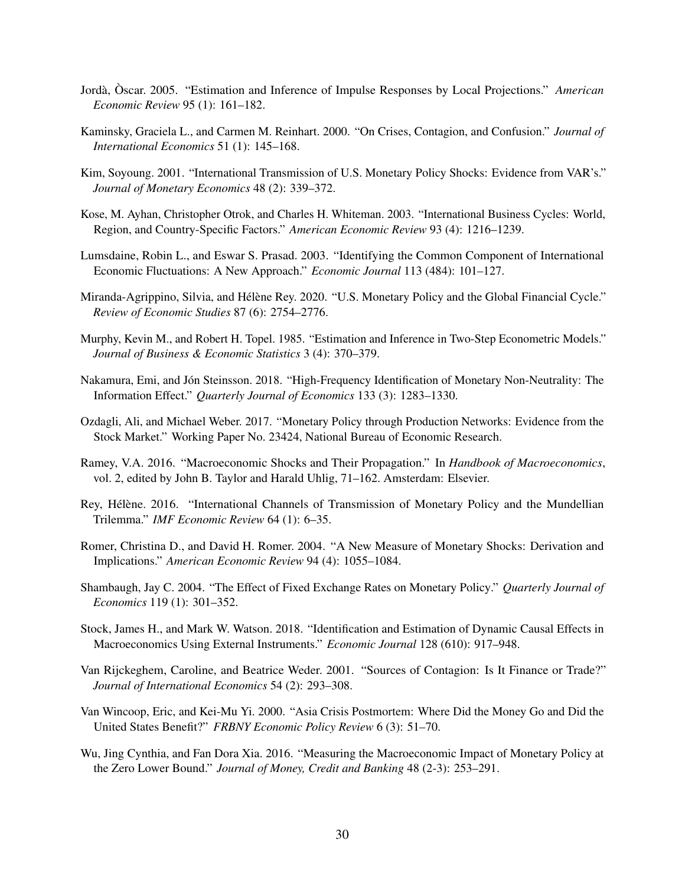Jordà, Òscar. 2005. "Estimation and Inference of Impulse Responses by Local Projections." *American Economic Review* 95 (1): 161–182.

Kaminsky, Graciela L., and Carmen M. Reinhart. 2000. "On Crises, Contagion, and Confusion." *Journal of International Economics* 51 (1): 145–168.

Kim, Soyoung. 2001. "International Transmission of U.S. Monetary Policy Shocks: Evidence from VAR's." *Journal of Monetary Economics* 48 (2): 339–372.

Kose, M. Ayhan, Christopher Otrok, and Charles H. Whiteman. 2003. "International Business Cycles: World, Region, and Country-Specific Factors." *American Economic Review* 93 (4): 1216–1239.

Lumsdaine, Robin L., and Eswar S. Prasad. 2003. "Identifying the Common Component of International Economic Fluctuations: A New Approach." *Economic Journal* 113 (484): 101–127.

Miranda-Agrippino, Silvia, and Hélène Rey. 2020. "U.S. Monetary Policy and the Global Financial Cycle." *Review of Economic Studies* 87 (6): 2754–2776.

Murphy, Kevin M., and Robert H. Topel. 1985. "Estimation and Inference in Two-Step Econometric Models." *Journal of Business & Economic Statistics* 3 (4): 370–379.

Nakamura, Emi, and Jón Steinsson. 2018. "High-Frequency Identification of Monetary Non-Neutrality: The Information Effect." *Quarterly Journal of Economics* 133 (3): 1283–1330.

Ozdagli, Ali, and Michael Weber. 2017. "Monetary Policy through Production Networks: Evidence from the Stock Market." Working Paper No. 23424, National Bureau of Economic Research.

Ramey, V.A. 2016. "Macroeconomic Shocks and Their Propagation." In *Handbook of Macroeconomics*, vol. 2, edited by John B. Taylor and Harald Uhlig, 71–162. Amsterdam: Elsevier.

Rey, Hélène. 2016. "International Channels of Transmission of Monetary Policy and the Mundellian Trilemma." *IMF Economic Review* 64 (1): 6–35.

Romer, Christina D., and David H. Romer. 2004. "A New Measure of Monetary Shocks: Derivation and Implications." *American Economic Review* 94 (4): 1055–1084.

Shambaugh, Jay C. 2004. "The Effect of Fixed Exchange Rates on Monetary Policy." *Quarterly Journal of Economics* 119 (1): 301–352.

Stock, James H., and Mark W. Watson. 2018. "Identification and Estimation of Dynamic Causal Effects in Macroeconomics Using External Instruments." *Economic Journal* 128 (610): 917–948.

Van Rijckeghem, Caroline, and Beatrice Weder. 2001. "Sources of Contagion: Is It Finance or Trade?" *Journal of International Economics* 54 (2): 293–308.

Van Wincoop, Eric, and Kei-Mu Yi. 2000. "Asia Crisis Postmortem: Where Did the Money Go and Did the United States Benefit?" *FRBNY Economic Policy Review* 6 (3): 51–70.

Wu, Jing Cynthia, and Fan Dora Xia. 2016. "Measuring the Macroeconomic Impact of Monetary Policy at the Zero Lower Bound." *Journal of Money, Credit and Banking* 48 (2-3): 253–291.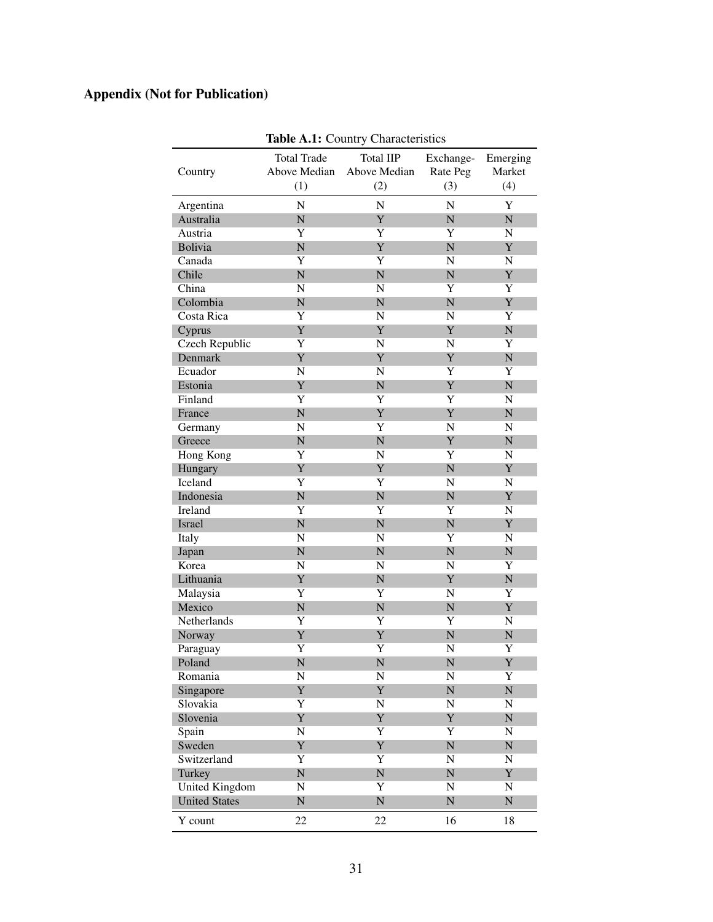## Appendix (Not for Publication)

**Table A.1:** Country Characteristics

| Country | Total Trade Above Median (1) | Total IIP Above Median (2) | Exchange-Rate Peg (3) | Emerging Market (4) |
|---|---|---|---|---|
| Argentina | N | N | N | Y |
| Australia | N | Y | N | N |
| Austria | Y | Y | Y | N |
| Bolivia | N | Y | N | Y |
| Canada | Y | Y | N | N |
| Chile | N | N | N | Y |
| China | N | N | Y | Y |
| Colombia | N | N | N | Y |
| Costa Rica | Y | N | N | Y |
| Cyprus | Y | Y | Y | N |
| Czech Republic | Y | N | N | Y |
| Denmark | Y | Y | Y | N |
| Ecuador | N | N | Y | Y |
| Estonia | Y | N | Y | N |
| Finland | Y | Y | Y | N |
| France | N | Y | Y | N |
| Germany | N | Y | N | N |
| Greece | N | N | Y | N |
| Hong Kong | Y | N | Y | N |
| Hungary | Y | Y | N | Y |
| Iceland | Y | Y | N | N |
| Indonesia | N | N | N | Y |
| Ireland | Y | Y | Y | N |
| Israel | N | N | N | Y |
| Italy | N | N | Y | N |
| Japan | N | N | N | N |
| Korea | N | N | N | Y |
| Lithuania | Y | N | Y | N |
| Malaysia | Y | Y | N | Y |
| Mexico | N | N | N | Y |
| Netherlands | Y | Y | Y | N |
| Norway | Y | Y | N | N |
| Paraguay | Y | Y | N | Y |
| Poland | N | N | N | Y |
| Romania | N | N | N | Y |
| Singapore | Y | Y | N | N |
| Slovakia | Y | N | N | N |
| Slovenia | Y | Y | Y | N |
| Spain | N | Y | Y | N |
| Sweden | Y | Y | N | N |
| Switzerland | Y | Y | N | N |
| Turkey | N | N | N | Y |
| United Kingdom | N | Y | N | N |
| United States | N | N | N | N |
| Y count | 22 | 22 | 16 | 18 |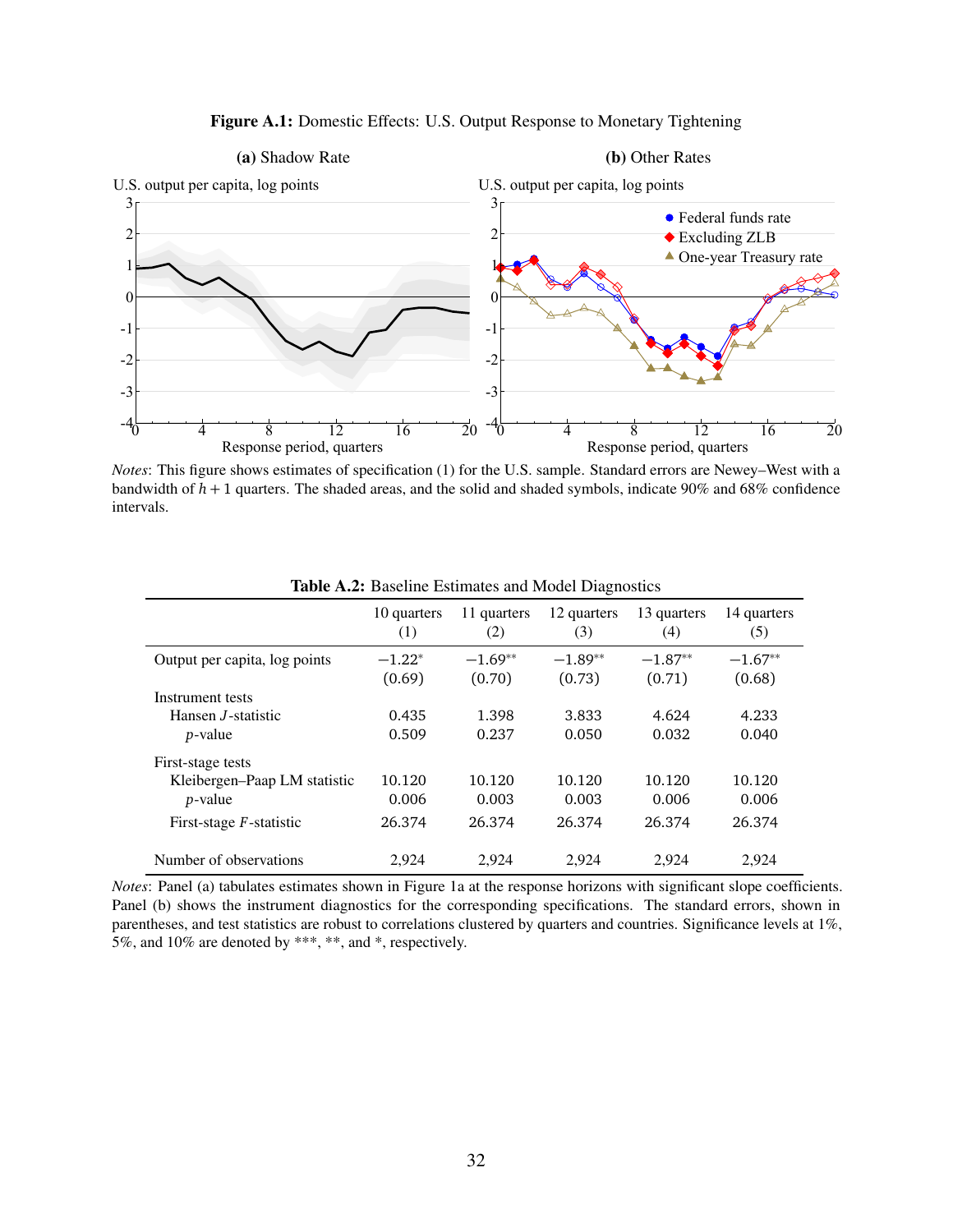**Figure A.1:** Domestic Effects: U.S. Output Response to Monetary Tightening

*Notes*: This figure shows estimates of specification (1) for the U.S. sample. Standard errors are Newey–West with a bandwidth of $h+1$ quarters. The shaded areas, and the solid and shaded symbols, indicate 90% and 68% confidence intervals.

**Table A.2:** Baseline Estimates and Model Diagnostics

| | 10 quarters (1) | 11 quarters (2) | 12 quarters (3) | 13 quarters (4) | 14 quarters (5) |
|---|---|---|---|---|---|
| Output per capita, log points | $-1.22^{*}$ | $-1.69^{**}$ | $-1.89^{**}$ | $-1.87^{**}$ | $-1.67^{**}$ |
| | (0.69) | (0.70) | (0.73) | (0.71) | (0.68) |
| Instrument tests | | | | | |
| Hansen $J$-statistic | 0.435 | 1.398 | 3.833 | 4.624 | 4.233 |
| $p$-value | 0.509 | 0.237 | 0.050 | 0.032 | 0.040 |
| First-stage tests | | | | | |
| Kleibergen–Paap LM statistic | 10.120 | 10.120 | 10.120 | 10.120 | 10.120 |
| $p$-value | 0.006 | 0.003 | 0.003 | 0.006 | 0.006 |
| First-stage $F$-statistic | 26.374 | 26.374 | 26.374 | 26.374 | 26.374 |
| Number of observations | 2,924 | 2,924 | 2,924 | 2,924 | 2,924 |

*Notes*: Panel (a) tabulates estimates shown in Figure 1a at the response horizons with significant slope coefficients. Panel (b) shows the instrument diagnostics for the corresponding specifications. The standard errors, shown in parentheses, and test statistics are robust to correlations clustered by quarters and countries. Significance levels at 1%, 5%, and 10% are denoted by ***, **, and *, respectively.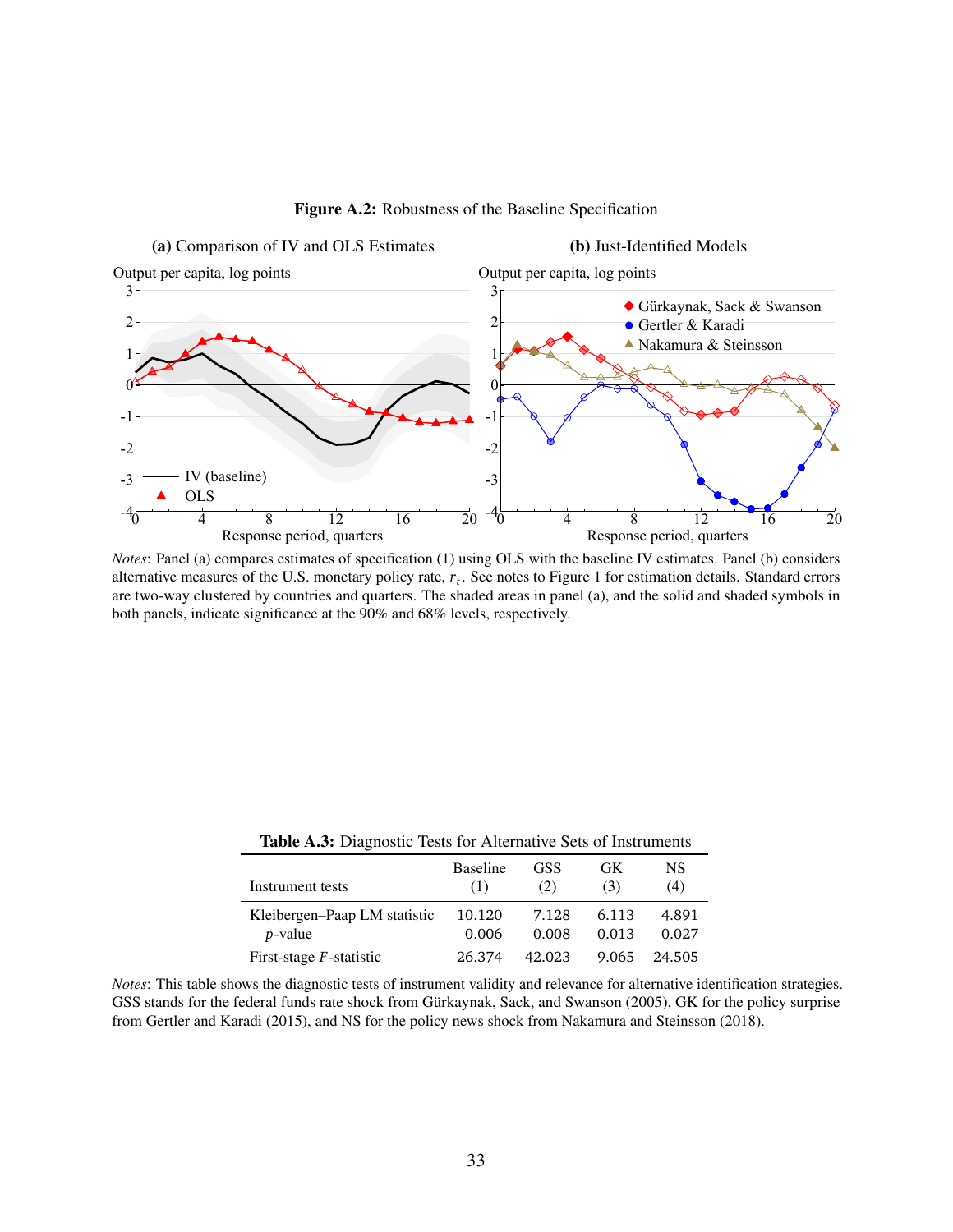**Figure A.2:** Robustness of the Baseline Specification

**(a)** Comparison of IV and OLS Estimates

**(b)** Just-Identified Models

*Notes*: Panel (a) compares estimates of specification (1) using OLS with the baseline IV estimates. Panel (b) considers alternative measures of the U.S. monetary policy rate, $r_t$. See notes to Figure 1 for estimation details. Standard errors are two-way clustered by countries and quarters. The shaded areas in panel (a), and the solid and shaded symbols in both panels, indicate significance at the 90% and 68% levels, respectively.

**Table A.3:** Diagnostic Tests for Alternative Sets of Instruments

| Instrument tests | Baseline (1) | GSS (2) | GK (3) | NS (4) |
|---|---|---|---|---|
| Kleibergen–Paap LM statistic | 10.120 | 7.128 | 6.113 | 4.891 |
| $p$-value | 0.006 | 0.008 | 0.013 | 0.027 |
| First-stage $F$-statistic | 26.374 | 42.023 | 9.065 | 24.505 |

*Notes*: This table shows the diagnostic tests of instrument validity and relevance for alternative identification strategies. GSS stands for the federal funds rate shock from Gürkaynak, Sack, and Swanson (2005), GK for the policy surprise from Gertler and Karadi (2015), and NS for the policy news shock from Nakamura and Steinsson (2018).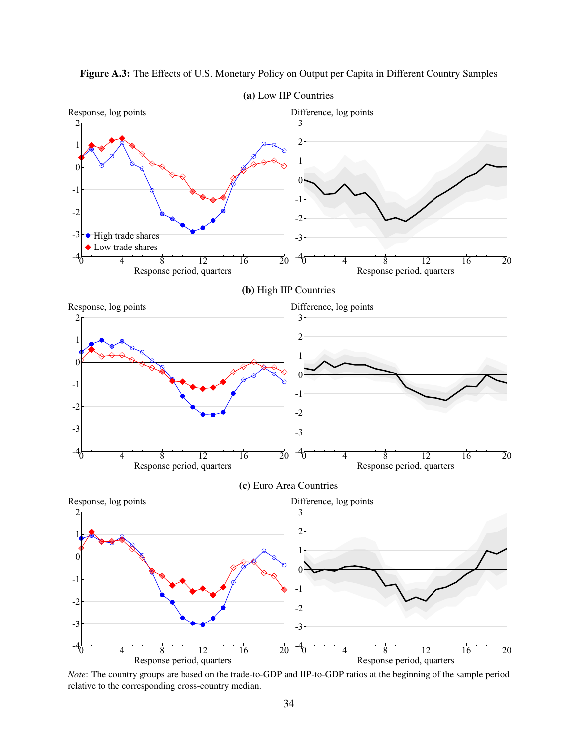**Figure A.3:** The Effects of U.S. Monetary Policy on Output per Capita in Different Country Samples

**(a)** Low IIP Countries

**(b)** High IIP Countries

**(c)** Euro Area Countries

*Note*: The country groups are based on the trade-to-GDP and IIP-to-GDP ratios at the beginning of the sample period relative to the corresponding cross-country median.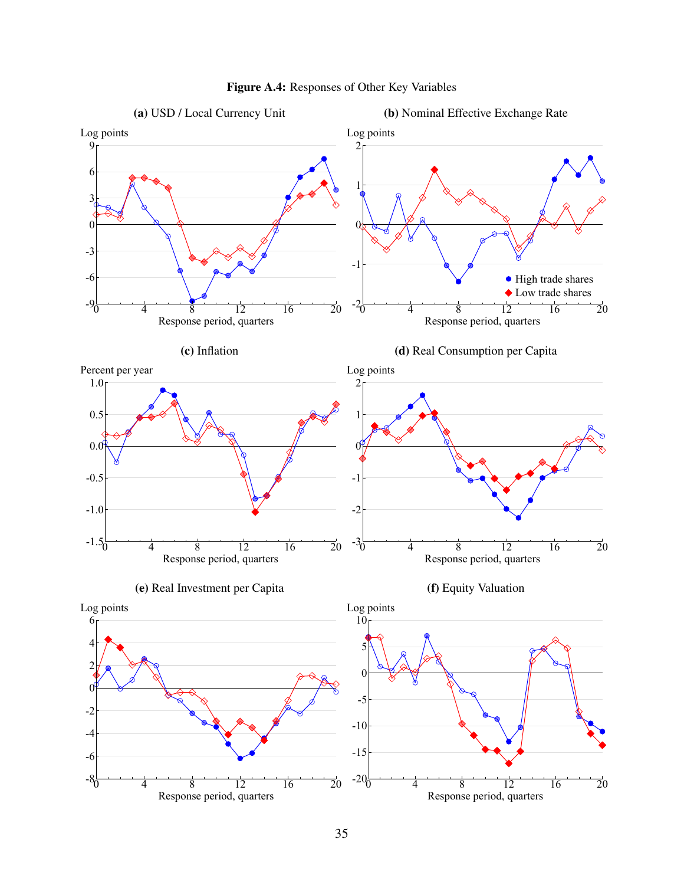**Figure A.4:** Responses of Other Key Variables

**(a)** USD / Local Currency Unit

**(b)** Nominal Effective Exchange Rate

**(c)** Inflation

**(d)** Real Consumption per Capita

**(e)** Real Investment per Capita

**(f)** Equity Valuation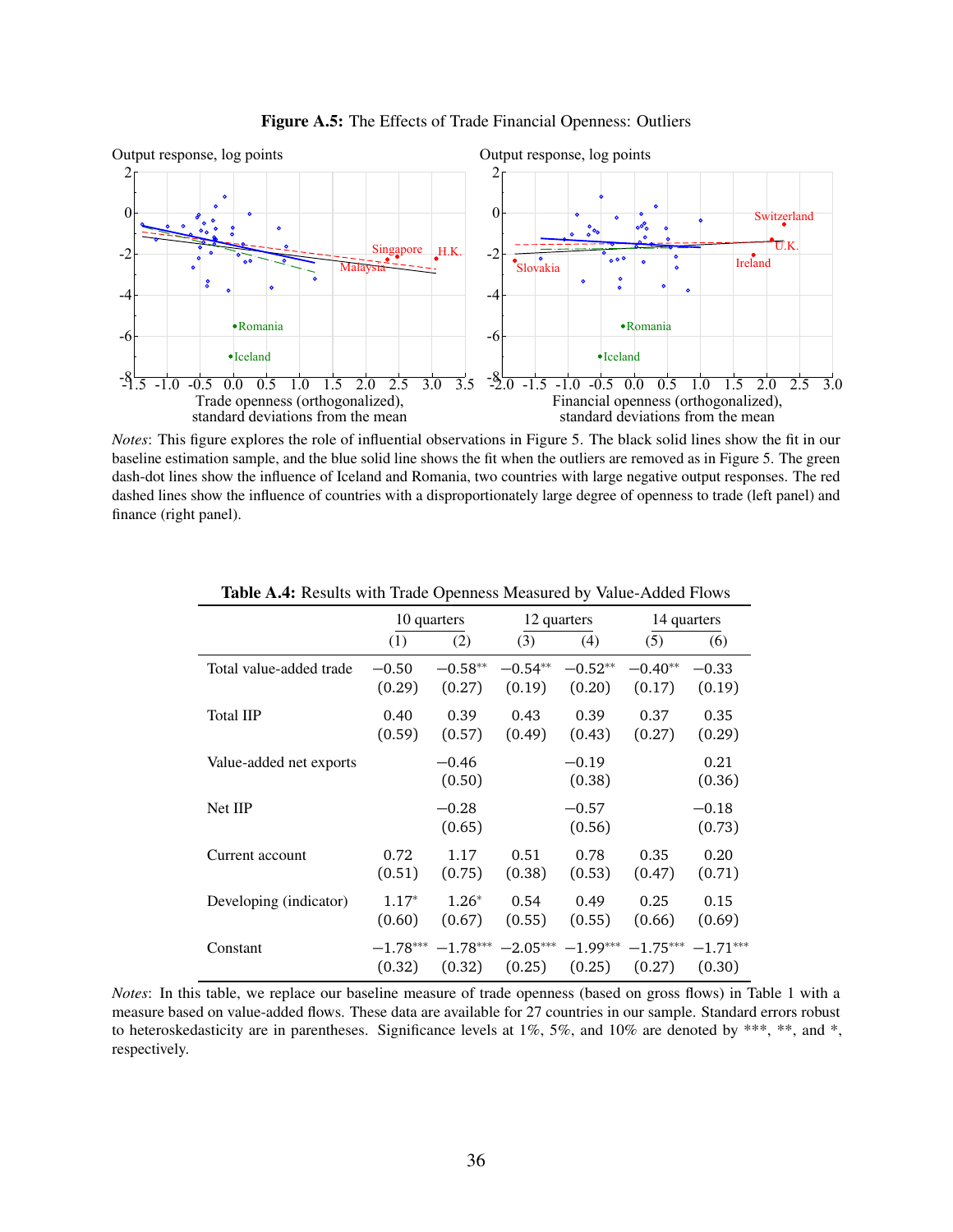**Figure A.5:** The Effects of Trade Financial Openness: Outliers

*Notes*: This figure explores the role of influential observations in Figure 5. The black solid lines show the fit in our baseline estimation sample, and the blue solid line shows the fit when the outliers are removed as in Figure 5. The green dash-dot lines show the influence of Iceland and Romania, two countries with large negative output responses. The red dashed lines show the influence of countries with a disproportionately large degree of openness to trade (left panel) and finance (right panel).

**Table A.4:** Results with Trade Openness Measured by Value-Added Flows

| | 10 quarters | | 12 quarters | | 14 quarters | |
|---|---|---|---|---|---|---|
| | (1) | (2) | (3) | (4) | (5) | (6) |
| Total value-added trade | −0.50 | −0.58** | −0.54** | −0.52** | −0.40** | −0.33 |
| | (0.29) | (0.27) | (0.19) | (0.20) | (0.17) | (0.19) |
| Total IIP | 0.40 | 0.39 | 0.43 | 0.39 | 0.37 | 0.35 |
| | (0.59) | (0.57) | (0.49) | (0.43) | (0.27) | (0.29) |
| Value-added net exports | | −0.46 | | −0.19 | | 0.21 |
| | | (0.50) | | (0.38) | | (0.36) |
| Net IIP | | −0.28 | | −0.57 | | −0.18 |
| | | (0.65) | | (0.56) | | (0.73) |
| Current account | 0.72 | 1.17 | 0.51 | 0.78 | 0.35 | 0.20 |
| | (0.51) | (0.75) | (0.38) | (0.53) | (0.47) | (0.71) |
| Developing (indicator) | 1.17* | 1.26* | 0.54 | 0.49 | 0.25 | 0.15 |
| | (0.60) | (0.67) | (0.55) | (0.55) | (0.66) | (0.69) |
| Constant | −1.78*** | −1.78*** | −2.05*** | −1.99*** | −1.75*** | −1.71*** |
| | (0.32) | (0.32) | (0.25) | (0.25) | (0.27) | (0.30) |

*Notes*: In this table, we replace our baseline measure of trade openness (based on gross flows) in Table 1 with a measure based on value-added flows. These data are available for 27 countries in our sample. Standard errors robust to heteroskedasticity are in parentheses. Significance levels at 1%, 5%, and 10% are denoted by ***, **, and *, respectively.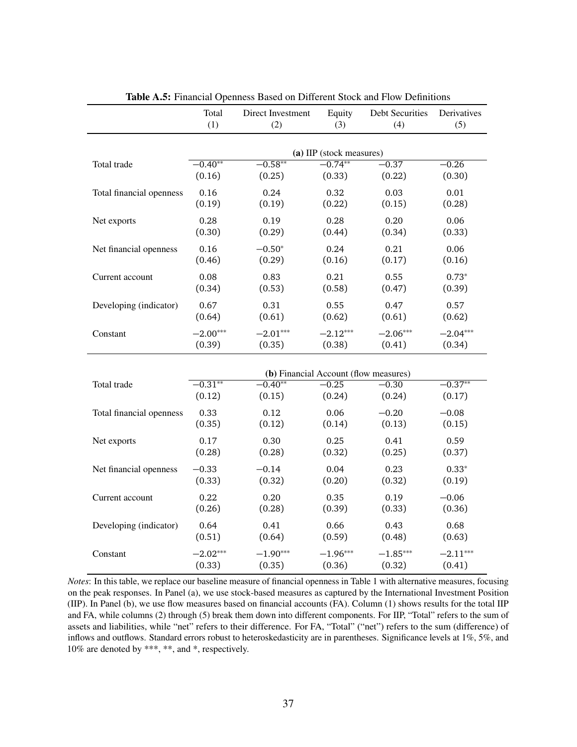**Table A.5:** Financial Openness Based on Different Stock and Flow Definitions

| | Total<br>(1) | Direct Investment<br>(2) | Equity<br>(3) | Debt Securities<br>(4) | Derivatives<br>(5) |
|---|---|---|---|---|---|
| | **(a)** IIP (stock measures) | | | | |
| Total trade | $-0.40^{**}$ | $-0.58^{**}$ | $-0.74^{**}$ | $-0.37$ | $-0.26$ |
| | (0.16) | (0.25) | (0.33) | (0.22) | (0.30) |
| Total financial openness | 0.16 | 0.24 | 0.32 | 0.03 | 0.01 |
| | (0.19) | (0.19) | (0.22) | (0.15) | (0.28) |
| Net exports | 0.28 | 0.19 | 0.28 | 0.20 | 0.06 |
| | (0.30) | (0.29) | (0.44) | (0.34) | (0.33) |
| Net financial openness | 0.16 | $-0.50^{*}$ | 0.24 | 0.21 | 0.06 |
| | (0.46) | (0.29) | (0.16) | (0.17) | (0.16) |
| Current account | 0.08 | 0.83 | 0.21 | 0.55 | $0.73^{*}$ |
| | (0.34) | (0.53) | (0.58) | (0.47) | (0.39) |
| Developing (indicator) | 0.67 | 0.31 | 0.55 | 0.47 | 0.57 |
| | (0.64) | (0.61) | (0.62) | (0.61) | (0.62) |
| Constant | $-2.00^{***}$ | $-2.01^{***}$ | $-2.12^{***}$ | $-2.06^{***}$ | $-2.04^{***}$ |
| | (0.39) | (0.35) | (0.38) | (0.41) | (0.34) |
| | **(b)** Financial Account (flow measures) | | | | |
| Total trade | $-0.31^{**}$ | $-0.40^{**}$ | $-0.25$ | $-0.30$ | $-0.37^{**}$ |
| | (0.12) | (0.15) | (0.24) | (0.24) | (0.17) |
| Total financial openness | 0.33 | 0.12 | 0.06 | $-0.20$ | $-0.08$ |
| | (0.35) | (0.12) | (0.14) | (0.13) | (0.15) |
| Net exports | 0.17 | 0.30 | 0.25 | 0.41 | 0.59 |
| | (0.28) | (0.28) | (0.32) | (0.25) | (0.37) |
| Net financial openness | $-0.33$ | $-0.14$ | 0.04 | 0.23 | $0.33^{*}$ |
| | (0.33) | (0.32) | (0.20) | (0.32) | (0.19) |
| Current account | 0.22 | 0.20 | 0.35 | 0.19 | $-0.06$ |
| | (0.26) | (0.28) | (0.39) | (0.33) | (0.36) |
| Developing (indicator) | 0.64 | 0.41 | 0.66 | 0.43 | 0.68 |
| | (0.51) | (0.64) | (0.59) | (0.48) | (0.63) |
| Constant | $-2.02^{***}$ | $-1.90^{***}$ | $-1.96^{***}$ | $-1.85^{***}$ | $-2.11^{***}$ |
| | (0.33) | (0.35) | (0.36) | (0.32) | (0.41) |

*Notes*: In this table, we replace our baseline measure of financial openness in Table 1 with alternative measures, focusing on the peak responses. In Panel (a), we use stock-based measures as captured by the International Investment Position (IIP). In Panel (b), we use flow measures based on financial accounts (FA). Column (1) shows results for the total IIP and FA, while columns (2) through (5) break them down into different components. For IIP, "Total" refers to the sum of assets and liabilities, while "net" refers to their difference. For FA, "Total" ("net") refers to the sum (difference) of inflows and outflows. Standard errors robust to heteroskedasticity are in parentheses. Significance levels at 1%, 5%, and 10% are denoted by ***, **, and *, respectively.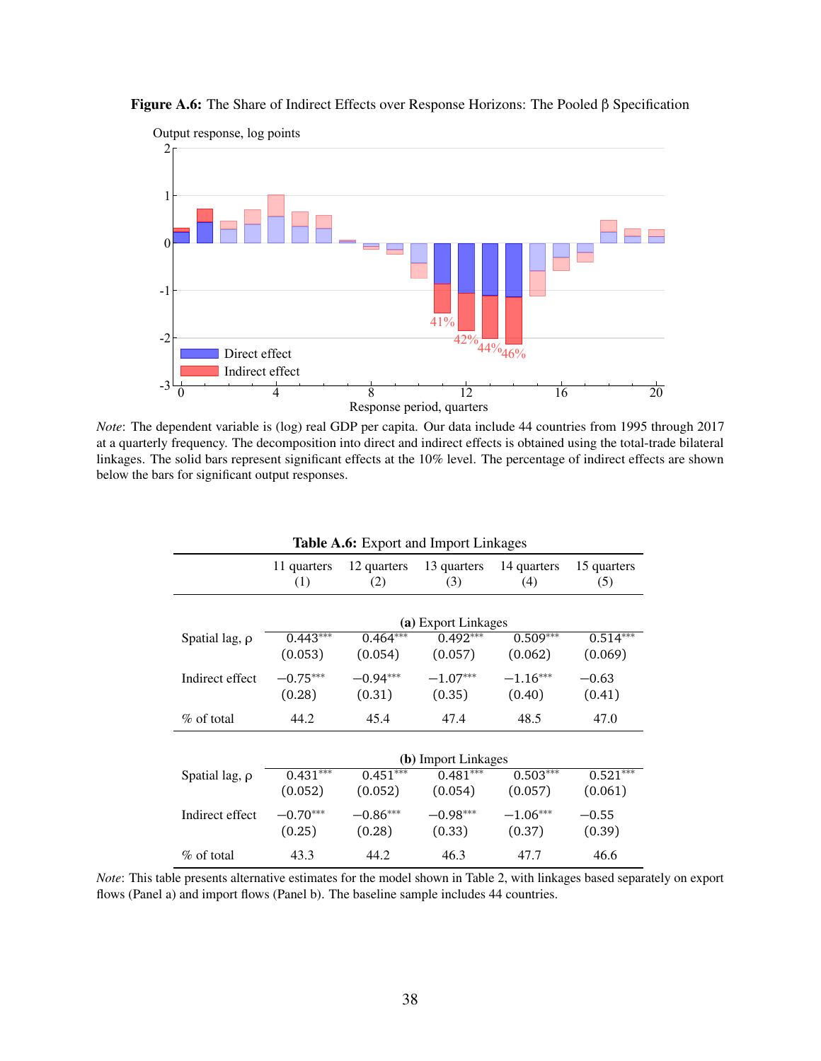**Figure A.6:** The Share of Indirect Effects over Response Horizons: The Pooled β Specification

*Note*: The dependent variable is (log) real GDP per capita. Our data include 44 countries from 1995 through 2017 at a quarterly frequency. The decomposition into direct and indirect effects is obtained using the total-trade bilateral linkages. The solid bars represent significant effects at the 10% level. The percentage of indirect effects are shown below the bars for significant output responses.

**Table A.6:** Export and Import Linkages

| | 11 quarters (1) | 12 quarters (2) | 13 quarters (3) | 14 quarters (4) | 15 quarters (5) |
|---|---|---|---|---|---|
| | **(a)** Export Linkages | | | | |
| Spatial lag, ρ | 0.443*** | 0.464*** | 0.492*** | 0.509*** | 0.514*** |
| | (0.053) | (0.054) | (0.057) | (0.062) | (0.069) |
| Indirect effect | −0.75*** | −0.94*** | −1.07*** | −1.16*** | −0.63 |
| | (0.28) | (0.31) | (0.35) | (0.40) | (0.41) |
| % of total | 44.2 | 45.4 | 47.4 | 48.5 | 47.0 |
| | **(b)** Import Linkages | | | | |
| Spatial lag, ρ | 0.431*** | 0.451*** | 0.481*** | 0.503*** | 0.521*** |
| | (0.052) | (0.052) | (0.054) | (0.057) | (0.061) |
| Indirect effect | −0.70*** | −0.86*** | −0.98*** | −1.06*** | −0.55 |
| | (0.25) | (0.28) | (0.33) | (0.37) | (0.39) |
| % of total | 43.3 | 44.2 | 46.3 | 47.7 | 46.6 |

*Note*: This table presents alternative estimates for the model shown in Table 2, with linkages based separately on export flows (Panel a) and import flows (Panel b). The baseline sample includes 44 countries.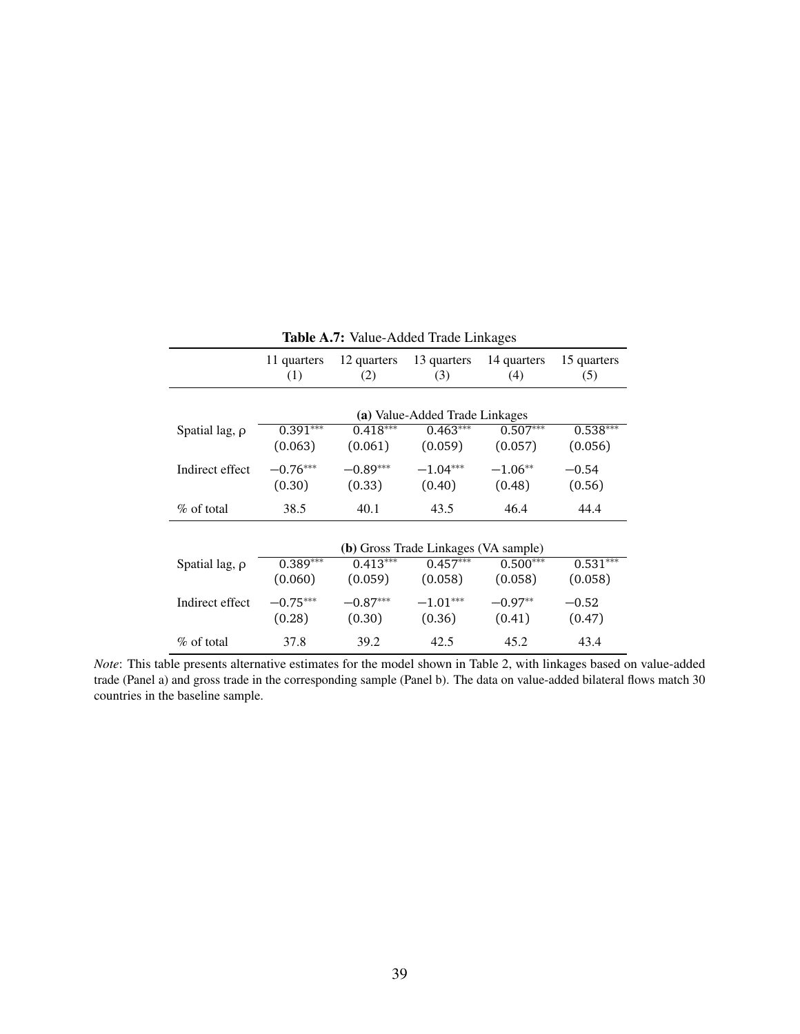**Table A.7:** Value-Added Trade Linkages

| | 11 quarters (1) | 12 quarters (2) | 13 quarters (3) | 14 quarters (4) | 15 quarters (5) |
|---|---|---|---|---|---|
| | **(a)** Value-Added Trade Linkages | | | | |
| Spatial lag, $\rho$ | $0.391^{***}$ | $0.418^{***}$ | $0.463^{***}$ | $0.507^{***}$ | $0.538^{***}$ |
| | (0.063) | (0.061) | (0.059) | (0.057) | (0.056) |
| Indirect effect | $-0.76^{***}$ | $-0.89^{***}$ | $-1.04^{***}$ | $-1.06^{**}$ | $-0.54$ |
| | (0.30) | (0.33) | (0.40) | (0.48) | (0.56) |
| % of total | 38.5 | 40.1 | 43.5 | 46.4 | 44.4 |
| | **(b)** Gross Trade Linkages (VA sample) | | | | |
| Spatial lag, $\rho$ | $0.389^{***}$ | $0.413^{***}$ | $0.457^{***}$ | $0.500^{***}$ | $0.531^{***}$ |
| | (0.060) | (0.059) | (0.058) | (0.058) | (0.058) |
| Indirect effect | $-0.75^{***}$ | $-0.87^{***}$ | $-1.01^{***}$ | $-0.97^{**}$ | $-0.52$ |
| | (0.28) | (0.30) | (0.36) | (0.41) | (0.47) |
| % of total | 37.8 | 39.2 | 42.5 | 45.2 | 43.4 |

*Note*: This table presents alternative estimates for the model shown in Table 2, with linkages based on value-added trade (Panel a) and gross trade in the corresponding sample (Panel b). The data on value-added bilateral flows match 30 countries in the baseline sample.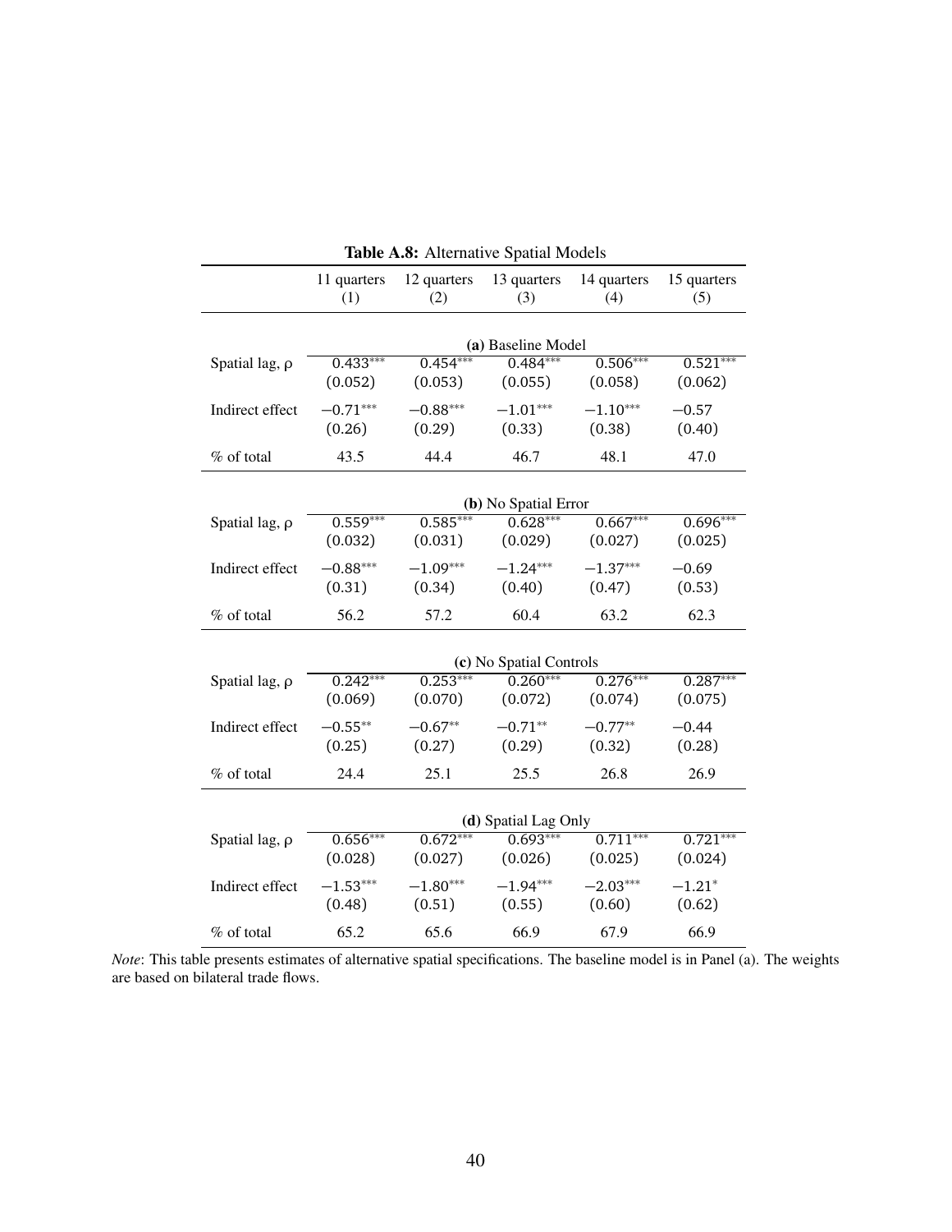**Table A.8:** Alternative Spatial Models

| | 11 quarters (1) | 12 quarters (2) | 13 quarters (3) | 14 quarters (4) | 15 quarters (5) |
|---|---|---|---|---|---|
| | | | **(a)** Baseline Model | | |
| Spatial lag, $\rho$ | $0.433^{***}$ | $0.454^{***}$ | $0.484^{***}$ | $0.506^{***}$ | $0.521^{***}$ |
| | (0.052) | (0.053) | (0.055) | (0.058) | (0.062) |
| Indirect effect | $-0.71^{***}$ | $-0.88^{***}$ | $-1.01^{***}$ | $-1.10^{***}$ | $-0.57$ |
| | (0.26) | (0.29) | (0.33) | (0.38) | (0.40) |
| % of total | 43.5 | 44.4 | 46.7 | 48.1 | 47.0 |
| | | | **(b)** No Spatial Error | | |
| Spatial lag, $\rho$ | $0.559^{***}$ | $0.585^{***}$ | $0.628^{***}$ | $0.667^{***}$ | $0.696^{***}$ |
| | (0.032) | (0.031) | (0.029) | (0.027) | (0.025) |
| Indirect effect | $-0.88^{***}$ | $-1.09^{***}$ | $-1.24^{***}$ | $-1.37^{***}$ | $-0.69$ |
| | (0.31) | (0.34) | (0.40) | (0.47) | (0.53) |
| % of total | 56.2 | 57.2 | 60.4 | 63.2 | 62.3 |
| | | | **(c)** No Spatial Controls | | |
| Spatial lag, $\rho$ | $0.242^{***}$ | $0.253^{***}$ | $0.260^{***}$ | $0.276^{***}$ | $0.287^{***}$ |
| | (0.069) | (0.070) | (0.072) | (0.074) | (0.075) |
| Indirect effect | $-0.55^{**}$ | $-0.67^{**}$ | $-0.71^{**}$ | $-0.77^{**}$ | $-0.44$ |
| | (0.25) | (0.27) | (0.29) | (0.32) | (0.28) |
| % of total | 24.4 | 25.1 | 25.5 | 26.8 | 26.9 |
| | | | **(d)** Spatial Lag Only | | |
| Spatial lag, $\rho$ | $0.656^{***}$ | $0.672^{***}$ | $0.693^{***}$ | $0.711^{***}$ | $0.721^{***}$ |
| | (0.028) | (0.027) | (0.026) | (0.025) | (0.024) |
| Indirect effect | $-1.53^{***}$ | $-1.80^{***}$ | $-1.94^{***}$ | $-2.03^{***}$ | $-1.21^{*}$ |
| | (0.48) | (0.51) | (0.55) | (0.60) | (0.62) |
| % of total | 65.2 | 65.6 | 66.9 | 67.9 | 66.9 |

*Note*: This table presents estimates of alternative spatial specifications. The baseline model is in Panel (a). The weights are based on bilateral trade flows.